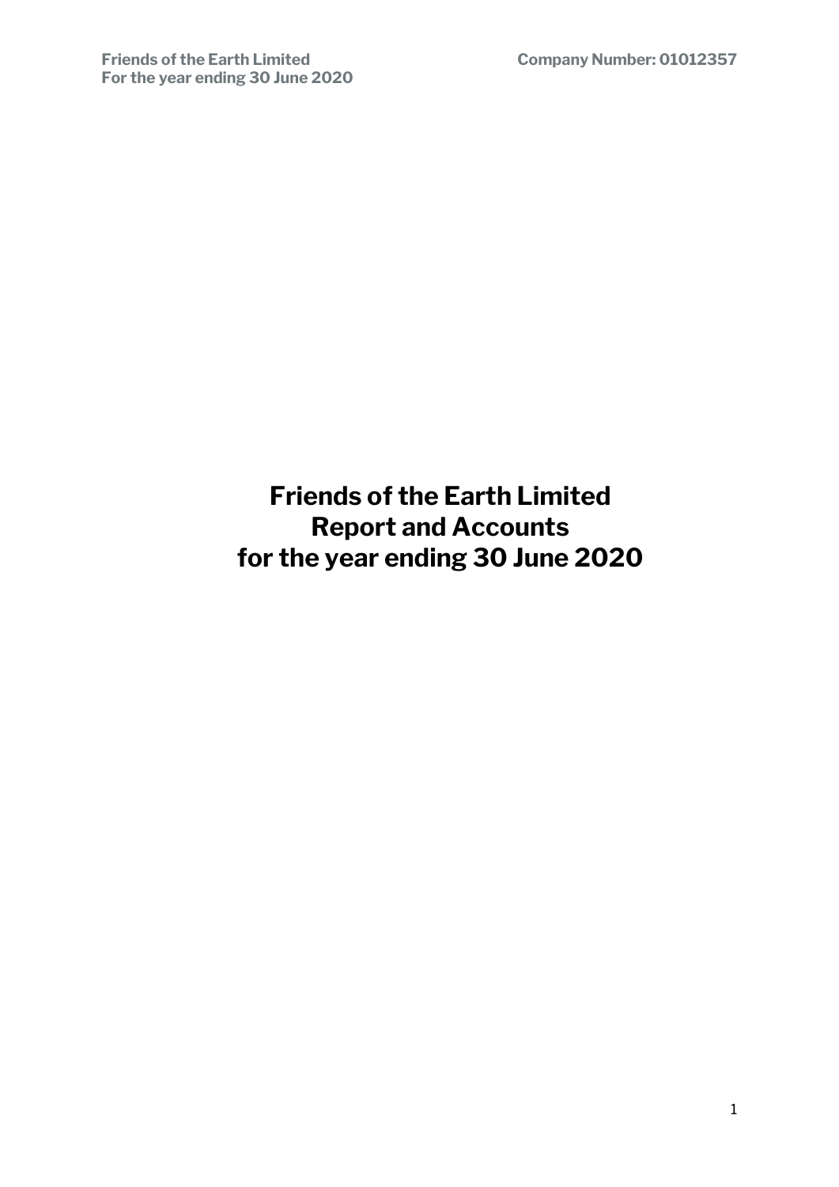# Friends of the Earth Limited
# Report and Accounts
# for the year ending 30 June 2020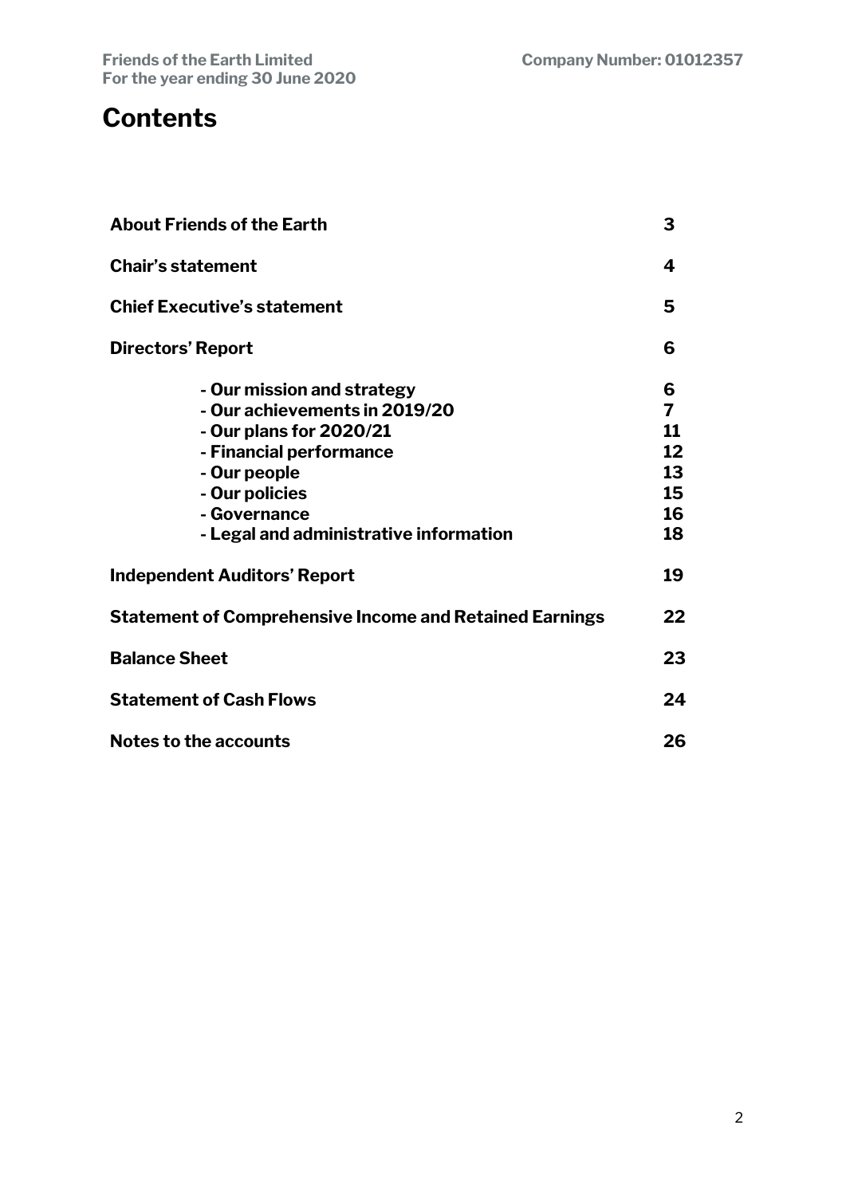# Contents

| | |
|---|---|
| **About Friends of the Earth** | **3** |
| **Chair's statement** | **4** |
| **Chief Executive's statement** | **5** |
| **Directors' Report** | **6** |
| **- Our mission and strategy** | **6** |
| **- Our achievements in 2019/20** | **7** |
| **- Our plans for 2020/21** | **11** |
| **- Financial performance** | **12** |
| **- Our people** | **13** |
| **- Our policies** | **15** |
| **- Governance** | **16** |
| **- Legal and administrative information** | **18** |
| **Independent Auditors' Report** | **19** |
| **Statement of Comprehensive Income and Retained Earnings** | **22** |
| **Balance Sheet** | **23** |
| **Statement of Cash Flows** | **24** |
| **Notes to the accounts** | **26** |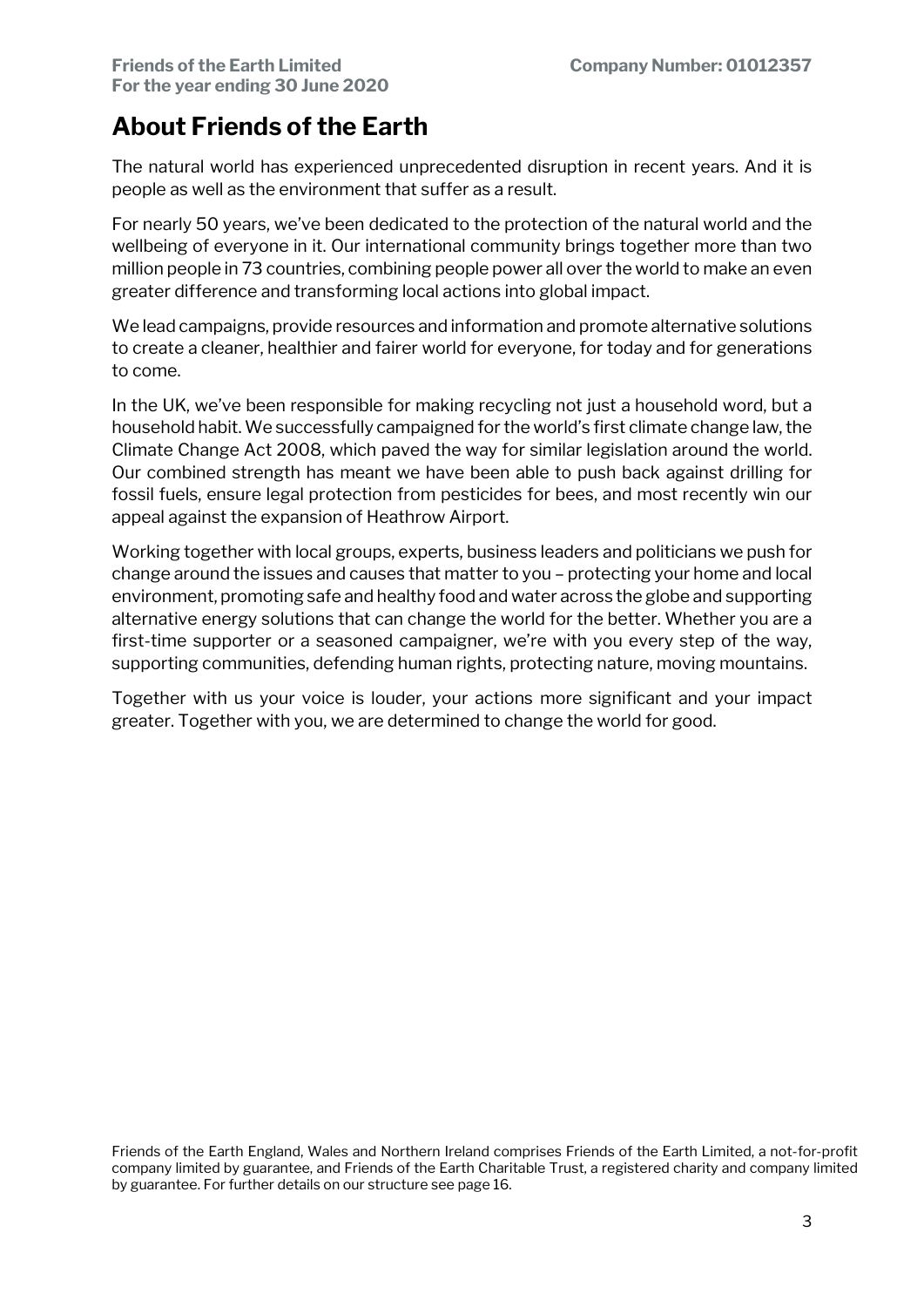# About Friends of the Earth

The natural world has experienced unprecedented disruption in recent years. And it is people as well as the environment that suffer as a result.

For nearly 50 years, we've been dedicated to the protection of the natural world and the wellbeing of everyone in it. Our international community brings together more than two million people in 73 countries, combining people power all over the world to make an even greater difference and transforming local actions into global impact.

We lead campaigns, provide resources and information and promote alternative solutions to create a cleaner, healthier and fairer world for everyone, for today and for generations to come.

In the UK, we've been responsible for making recycling not just a household word, but a household habit. We successfully campaigned for the world's first climate change law, the Climate Change Act 2008, which paved the way for similar legislation around the world. Our combined strength has meant we have been able to push back against drilling for fossil fuels, ensure legal protection from pesticides for bees, and most recently win our appeal against the expansion of Heathrow Airport.

Working together with local groups, experts, business leaders and politicians we push for change around the issues and causes that matter to you – protecting your home and local environment, promoting safe and healthy food and water across the globe and supporting alternative energy solutions that can change the world for the better. Whether you are a first-time supporter or a seasoned campaigner, we're with you every step of the way, supporting communities, defending human rights, protecting nature, moving mountains.

Together with us your voice is louder, your actions more significant and your impact greater. Together with you, we are determined to change the world for good.

Friends of the Earth England, Wales and Northern Ireland comprises Friends of the Earth Limited, a not-for-profit company limited by guarantee, and Friends of the Earth Charitable Trust, a registered charity and company limited by guarantee. For further details on our structure see page 16.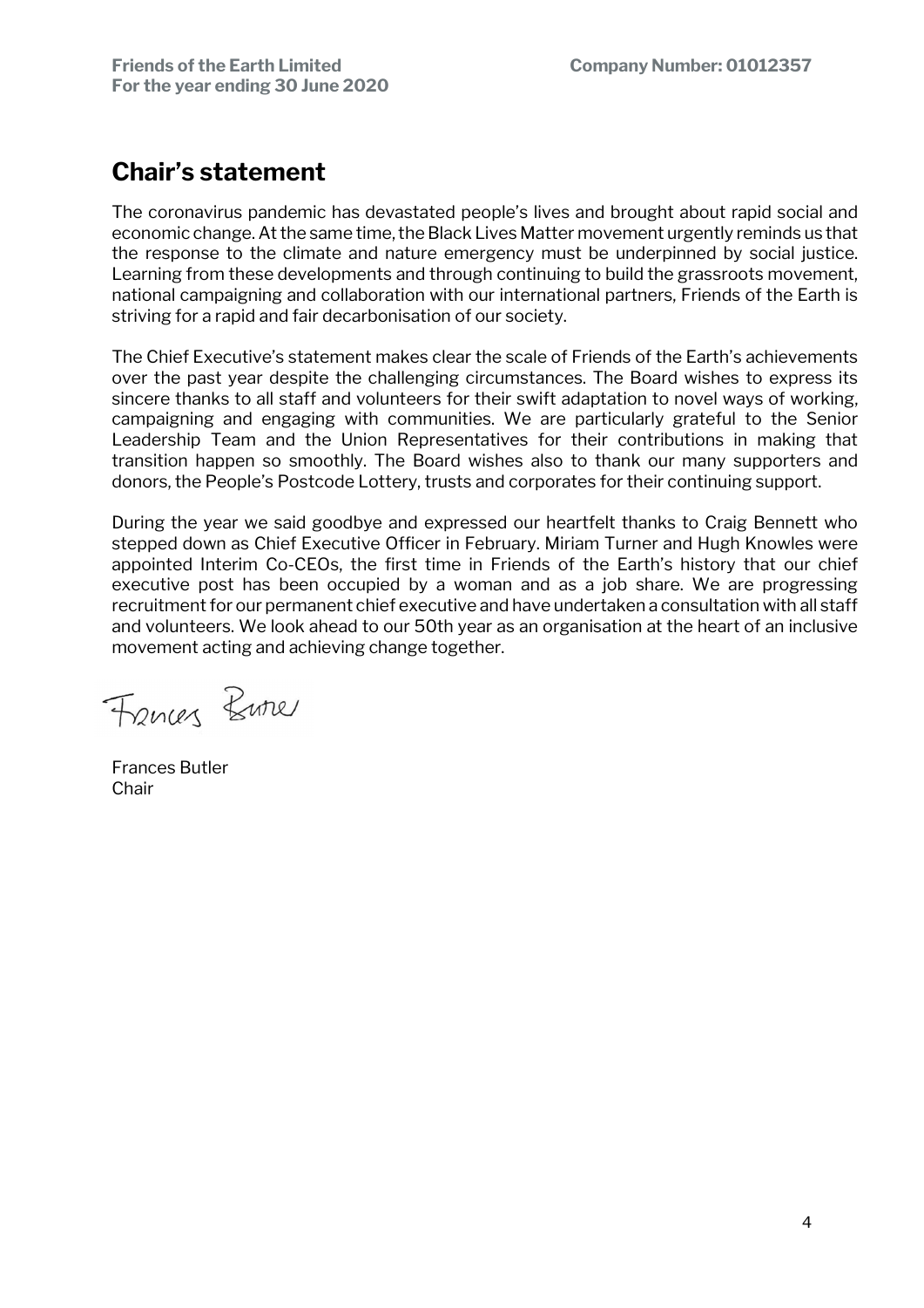## Chair's statement

The coronavirus pandemic has devastated people's lives and brought about rapid social and economic change. At the same time, the Black Lives Matter movement urgently reminds us that the response to the climate and nature emergency must be underpinned by social justice. Learning from these developments and through continuing to build the grassroots movement, national campaigning and collaboration with our international partners, Friends of the Earth is striving for a rapid and fair decarbonisation of our society.

The Chief Executive's statement makes clear the scale of Friends of the Earth's achievements over the past year despite the challenging circumstances. The Board wishes to express its sincere thanks to all staff and volunteers for their swift adaptation to novel ways of working, campaigning and engaging with communities. We are particularly grateful to the Senior Leadership Team and the Union Representatives for their contributions in making that transition happen so smoothly. The Board wishes also to thank our many supporters and donors, the People's Postcode Lottery, trusts and corporates for their continuing support.

During the year we said goodbye and expressed our heartfelt thanks to Craig Bennett who stepped down as Chief Executive Officer in February. Miriam Turner and Hugh Knowles were appointed Interim Co-CEOs, the first time in Friends of the Earth's history that our chief executive post has been occupied by a woman and as a job share. We are progressing recruitment for our permanent chief executive and have undertaken a consultation with all staff and volunteers. We look ahead to our 50th year as an organisation at the heart of an inclusive movement acting and achieving change together.

Frances Butler
Chair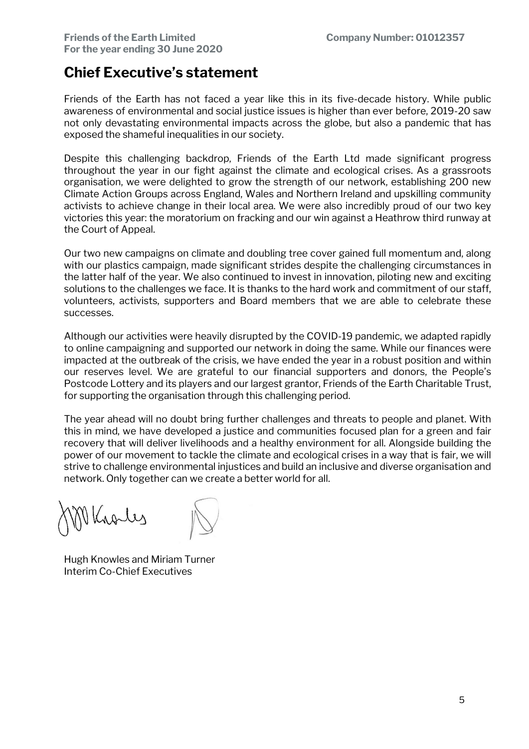# Chief Executive's statement

Friends of the Earth has not faced a year like this in its five-decade history. While public awareness of environmental and social justice issues is higher than ever before, 2019-20 saw not only devastating environmental impacts across the globe, but also a pandemic that has exposed the shameful inequalities in our society.

Despite this challenging backdrop, Friends of the Earth Ltd made significant progress throughout the year in our fight against the climate and ecological crises. As a grassroots organisation, we were delighted to grow the strength of our network, establishing 200 new Climate Action Groups across England, Wales and Northern Ireland and upskilling community activists to achieve change in their local area. We were also incredibly proud of our two key victories this year: the moratorium on fracking and our win against a Heathrow third runway at the Court of Appeal.

Our two new campaigns on climate and doubling tree cover gained full momentum and, along with our plastics campaign, made significant strides despite the challenging circumstances in the latter half of the year. We also continued to invest in innovation, piloting new and exciting solutions to the challenges we face. It is thanks to the hard work and commitment of our staff, volunteers, activists, supporters and Board members that we are able to celebrate these successes.

Although our activities were heavily disrupted by the COVID-19 pandemic, we adapted rapidly to online campaigning and supported our network in doing the same. While our finances were impacted at the outbreak of the crisis, we have ended the year in a robust position and within our reserves level. We are grateful to our financial supporters and donors, the People's Postcode Lottery and its players and our largest grantor, Friends of the Earth Charitable Trust, for supporting the organisation through this challenging period.

The year ahead will no doubt bring further challenges and threats to people and planet. With this in mind, we have developed a justice and communities focused plan for a green and fair recovery that will deliver livelihoods and a healthy environment for all. Alongside building the power of our movement to tackle the climate and ecological crises in a way that is fair, we will strive to challenge environmental injustices and build an inclusive and diverse organisation and network. Only together can we create a better world for all.

Hugh Knowles and Miriam Turner
Interim Co-Chief Executives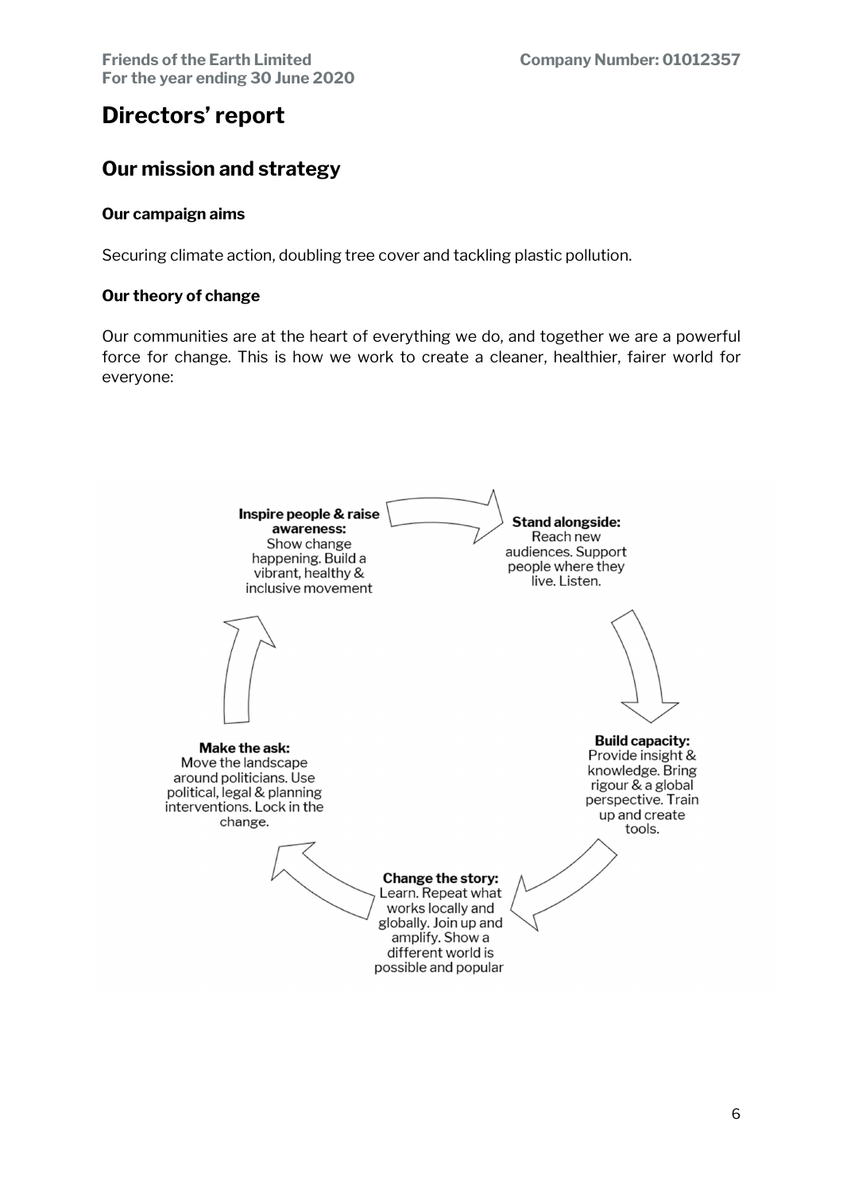# Directors' report

## Our mission and strategy

### Our campaign aims

Securing climate action, doubling tree cover and tackling plastic pollution.

### Our theory of change

Our communities are at the heart of everything we do, and together we are a powerful force for change. This is how we work to create a cleaner, healthier, fairer world for everyone:

**Inspire people & raise awareness:** Show change happening. Build a vibrant, healthy & inclusive movement

**Stand alongside:** Reach new audiences. Support people where they live. Listen.

**Build capacity:** Provide insight & knowledge. Bring rigour & a global perspective. Train up and create tools.

**Change the story:** Learn. Repeat what works locally and globally. Join up and amplify. Show a different world is possible and popular

**Make the ask:** Move the landscape around politicians. Use political, legal & planning interventions. Lock in the change.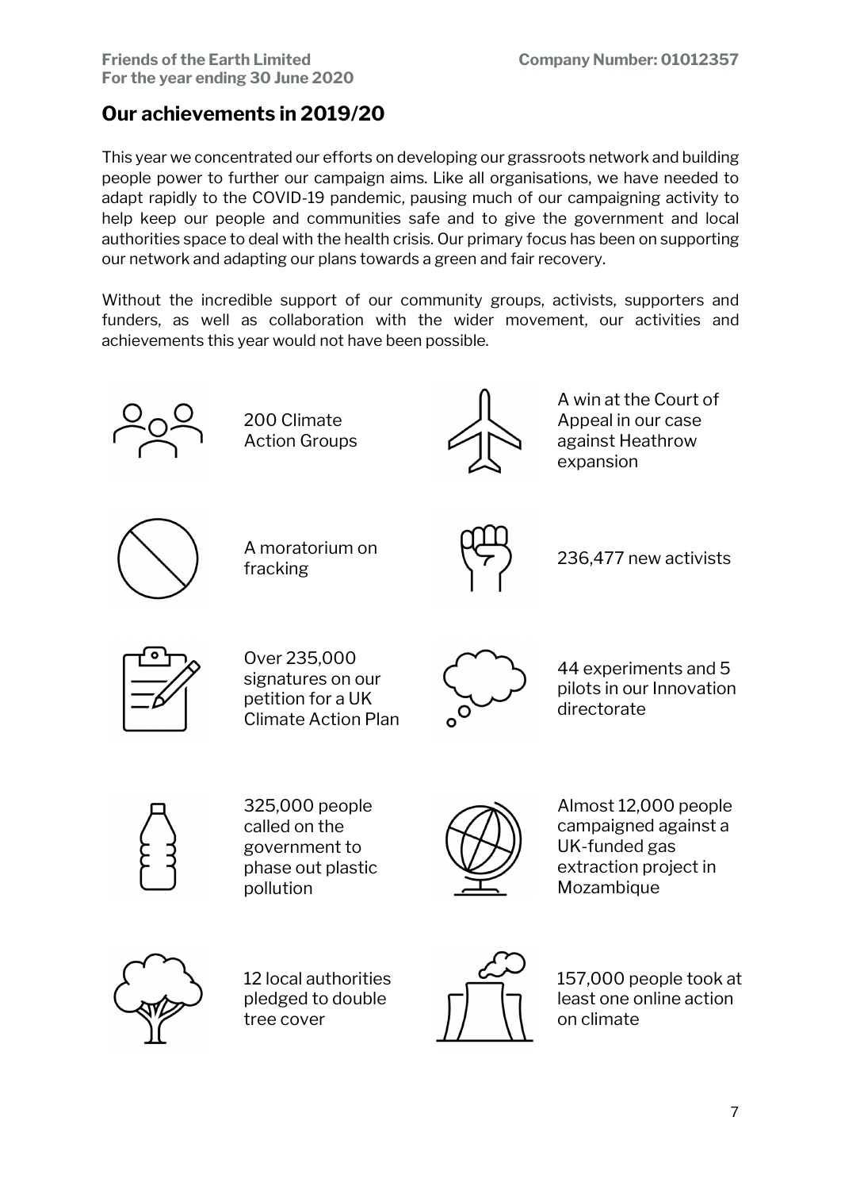## Our achievements in 2019/20

This year we concentrated our efforts on developing our grassroots network and building people power to further our campaign aims. Like all organisations, we have needed to adapt rapidly to the COVID-19 pandemic, pausing much of our campaigning activity to help keep our people and communities safe and to give the government and local authorities space to deal with the health crisis. Our primary focus has been on supporting our network and adapting our plans towards a green and fair recovery.

Without the incredible support of our community groups, activists, supporters and funders, as well as collaboration with the wider movement, our activities and achievements this year would not have been possible.

- 200 Climate Action Groups
- A win at the Court of Appeal in our case against Heathrow expansion
- A moratorium on fracking
- 236,477 new activists
- Over 235,000 signatures on our petition for a UK Climate Action Plan
- 44 experiments and 5 pilots in our Innovation directorate
- 325,000 people called on the government to phase out plastic pollution
- Almost 12,000 people campaigned against a UK-funded gas extraction project in Mozambique
- 12 local authorities pledged to double tree cover
- 157,000 people took at least one online action on climate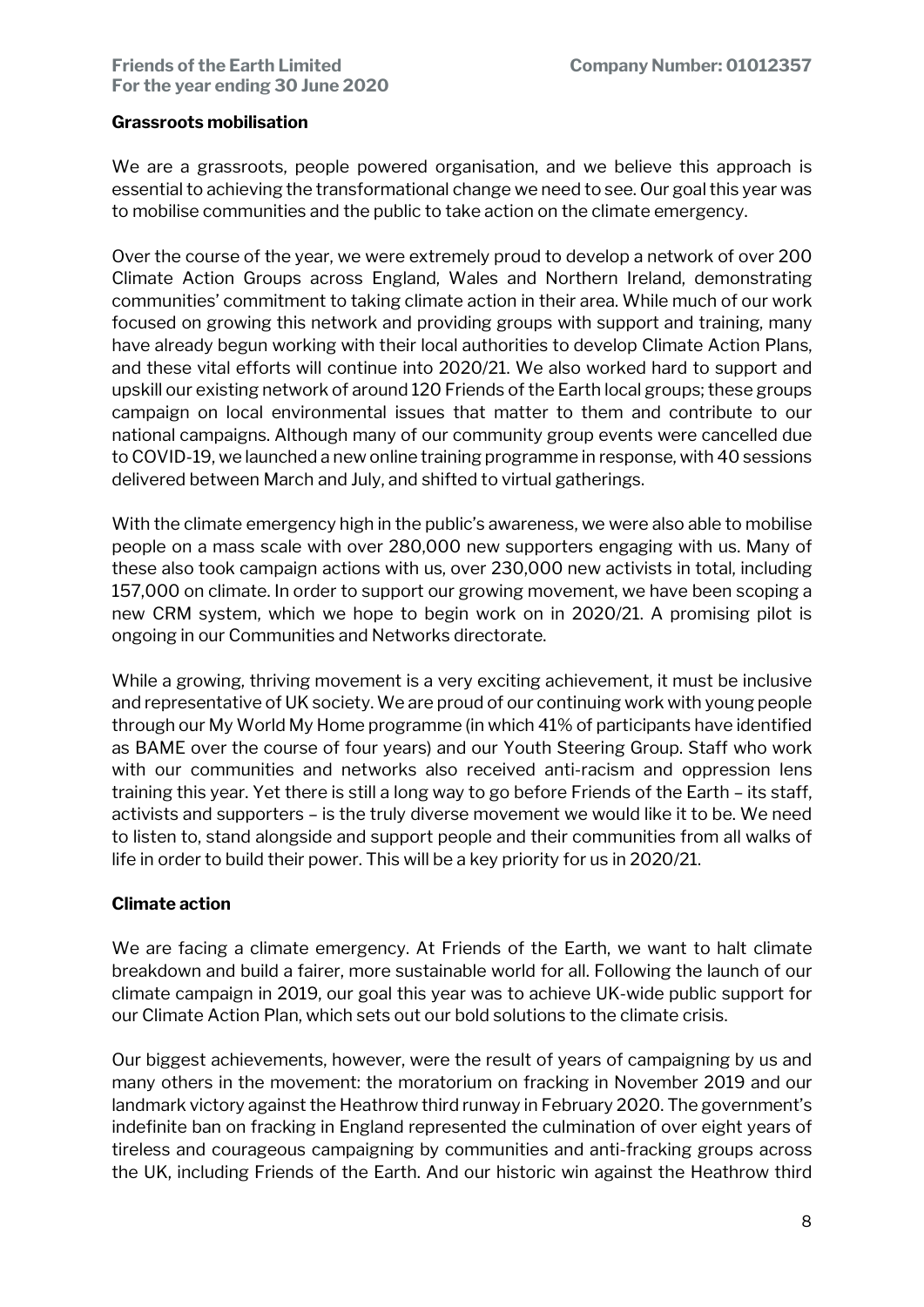**Grassroots mobilisation**

We are a grassroots, people powered organisation, and we believe this approach is essential to achieving the transformational change we need to see. Our goal this year was to mobilise communities and the public to take action on the climate emergency.

Over the course of the year, we were extremely proud to develop a network of over 200 Climate Action Groups across England, Wales and Northern Ireland, demonstrating communities' commitment to taking climate action in their area. While much of our work focused on growing this network and providing groups with support and training, many have already begun working with their local authorities to develop Climate Action Plans, and these vital efforts will continue into 2020/21. We also worked hard to support and upskill our existing network of around 120 Friends of the Earth local groups; these groups campaign on local environmental issues that matter to them and contribute to our national campaigns. Although many of our community group events were cancelled due to COVID-19, we launched a new online training programme in response, with 40 sessions delivered between March and July, and shifted to virtual gatherings.

With the climate emergency high in the public's awareness, we were also able to mobilise people on a mass scale with over 280,000 new supporters engaging with us. Many of these also took campaign actions with us, over 230,000 new activists in total, including 157,000 on climate. In order to support our growing movement, we have been scoping a new CRM system, which we hope to begin work on in 2020/21. A promising pilot is ongoing in our Communities and Networks directorate.

While a growing, thriving movement is a very exciting achievement, it must be inclusive and representative of UK society. We are proud of our continuing work with young people through our My World My Home programme (in which 41% of participants have identified as BAME over the course of four years) and our Youth Steering Group. Staff who work with our communities and networks also received anti-racism and oppression lens training this year. Yet there is still a long way to go before Friends of the Earth – its staff, activists and supporters – is the truly diverse movement we would like it to be. We need to listen to, stand alongside and support people and their communities from all walks of life in order to build their power. This will be a key priority for us in 2020/21.

**Climate action**

We are facing a climate emergency. At Friends of the Earth, we want to halt climate breakdown and build a fairer, more sustainable world for all. Following the launch of our climate campaign in 2019, our goal this year was to achieve UK-wide public support for our Climate Action Plan, which sets out our bold solutions to the climate crisis.

Our biggest achievements, however, were the result of years of campaigning by us and many others in the movement: the moratorium on fracking in November 2019 and our landmark victory against the Heathrow third runway in February 2020. The government's indefinite ban on fracking in England represented the culmination of over eight years of tireless and courageous campaigning by communities and anti-fracking groups across the UK, including Friends of the Earth. And our historic win against the Heathrow third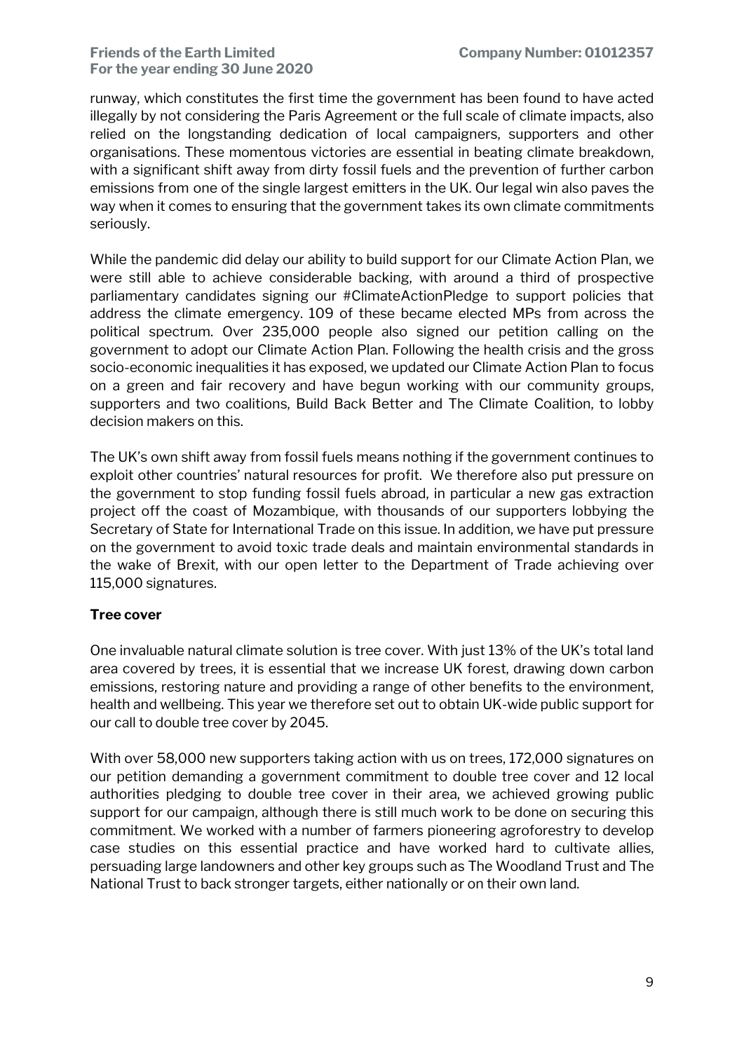runway, which constitutes the first time the government has been found to have acted illegally by not considering the Paris Agreement or the full scale of climate impacts, also relied on the longstanding dedication of local campaigners, supporters and other organisations. These momentous victories are essential in beating climate breakdown, with a significant shift away from dirty fossil fuels and the prevention of further carbon emissions from one of the single largest emitters in the UK. Our legal win also paves the way when it comes to ensuring that the government takes its own climate commitments seriously.

While the pandemic did delay our ability to build support for our Climate Action Plan, we were still able to achieve considerable backing, with around a third of prospective parliamentary candidates signing our #ClimateActionPledge to support policies that address the climate emergency. 109 of these became elected MPs from across the political spectrum. Over 235,000 people also signed our petition calling on the government to adopt our Climate Action Plan. Following the health crisis and the gross socio-economic inequalities it has exposed, we updated our Climate Action Plan to focus on a green and fair recovery and have begun working with our community groups, supporters and two coalitions, Build Back Better and The Climate Coalition, to lobby decision makers on this.

The UK's own shift away from fossil fuels means nothing if the government continues to exploit other countries' natural resources for profit. We therefore also put pressure on the government to stop funding fossil fuels abroad, in particular a new gas extraction project off the coast of Mozambique, with thousands of our supporters lobbying the Secretary of State for International Trade on this issue. In addition, we have put pressure on the government to avoid toxic trade deals and maintain environmental standards in the wake of Brexit, with our open letter to the Department of Trade achieving over 115,000 signatures.

**Tree cover**

One invaluable natural climate solution is tree cover. With just 13% of the UK's total land area covered by trees, it is essential that we increase UK forest, drawing down carbon emissions, restoring nature and providing a range of other benefits to the environment, health and wellbeing. This year we therefore set out to obtain UK-wide public support for our call to double tree cover by 2045.

With over 58,000 new supporters taking action with us on trees, 172,000 signatures on our petition demanding a government commitment to double tree cover and 12 local authorities pledging to double tree cover in their area, we achieved growing public support for our campaign, although there is still much work to be done on securing this commitment. We worked with a number of farmers pioneering agroforestry to develop case studies on this essential practice and have worked hard to cultivate allies, persuading large landowners and other key groups such as The Woodland Trust and The National Trust to back stronger targets, either nationally or on their own land.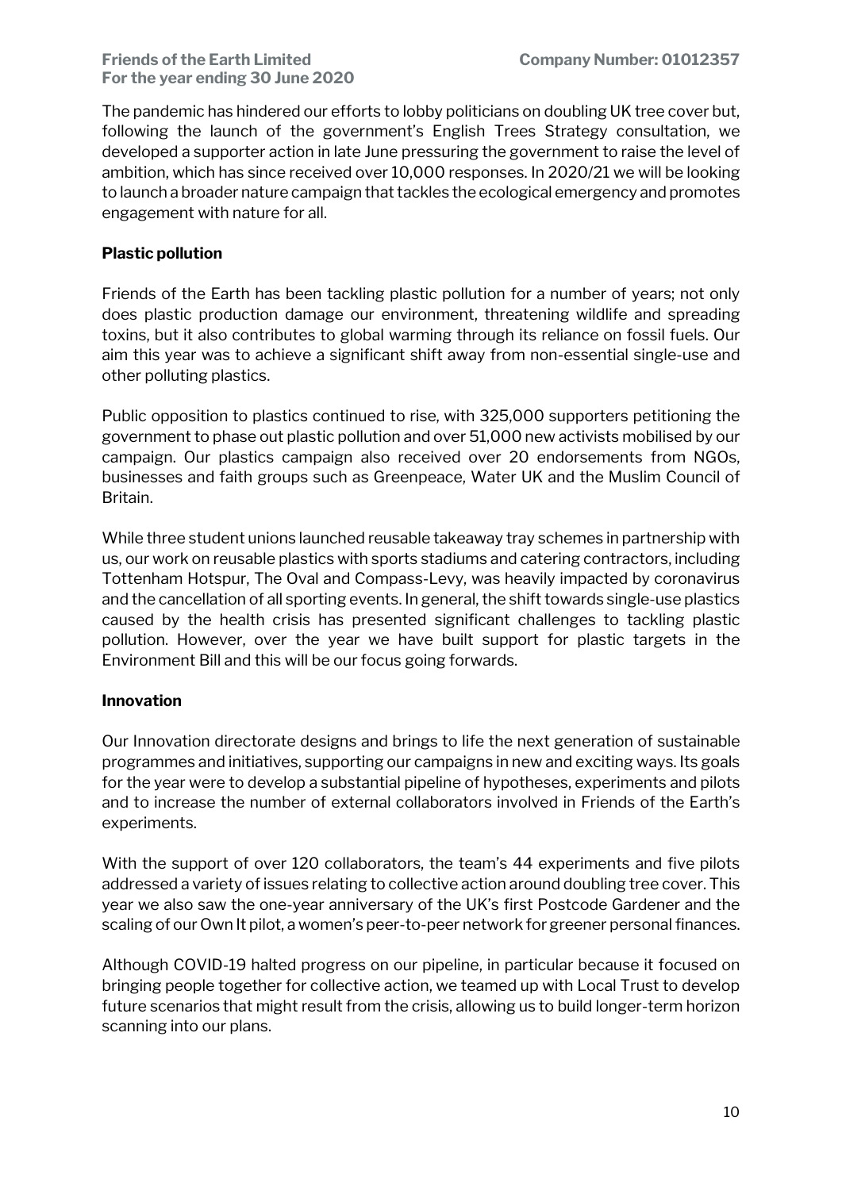The pandemic has hindered our efforts to lobby politicians on doubling UK tree cover but, following the launch of the government's English Trees Strategy consultation, we developed a supporter action in late June pressuring the government to raise the level of ambition, which has since received over 10,000 responses. In 2020/21 we will be looking to launch a broader nature campaign that tackles the ecological emergency and promotes engagement with nature for all.

**Plastic pollution**

Friends of the Earth has been tackling plastic pollution for a number of years; not only does plastic production damage our environment, threatening wildlife and spreading toxins, but it also contributes to global warming through its reliance on fossil fuels. Our aim this year was to achieve a significant shift away from non-essential single-use and other polluting plastics.

Public opposition to plastics continued to rise, with 325,000 supporters petitioning the government to phase out plastic pollution and over 51,000 new activists mobilised by our campaign. Our plastics campaign also received over 20 endorsements from NGOs, businesses and faith groups such as Greenpeace, Water UK and the Muslim Council of Britain.

While three student unions launched reusable takeaway tray schemes in partnership with us, our work on reusable plastics with sports stadiums and catering contractors, including Tottenham Hotspur, The Oval and Compass-Levy, was heavily impacted by coronavirus and the cancellation of all sporting events. In general, the shift towards single-use plastics caused by the health crisis has presented significant challenges to tackling plastic pollution. However, over the year we have built support for plastic targets in the Environment Bill and this will be our focus going forwards.

**Innovation**

Our Innovation directorate designs and brings to life the next generation of sustainable programmes and initiatives, supporting our campaigns in new and exciting ways. Its goals for the year were to develop a substantial pipeline of hypotheses, experiments and pilots and to increase the number of external collaborators involved in Friends of the Earth's experiments.

With the support of over 120 collaborators, the team's 44 experiments and five pilots addressed a variety of issues relating to collective action around doubling tree cover. This year we also saw the one-year anniversary of the UK's first Postcode Gardener and the scaling of our Own It pilot, a women's peer-to-peer network for greener personal finances.

Although COVID-19 halted progress on our pipeline, in particular because it focused on bringing people together for collective action, we teamed up with Local Trust to develop future scenarios that might result from the crisis, allowing us to build longer-term horizon scanning into our plans.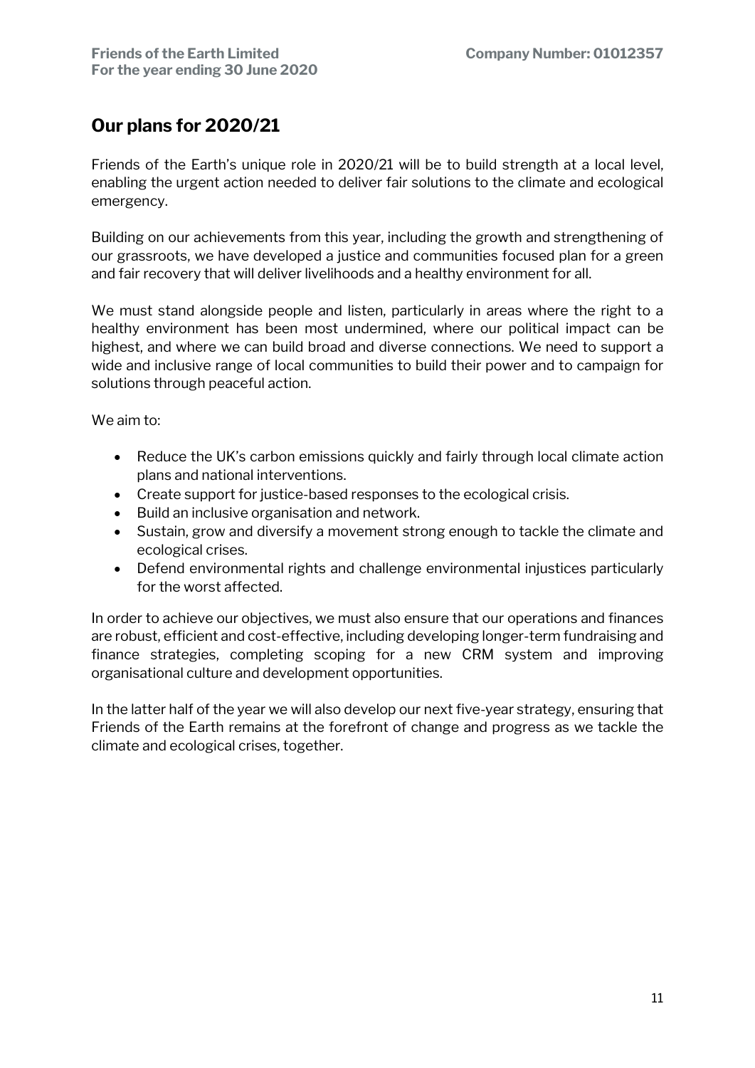## Our plans for 2020/21

Friends of the Earth's unique role in 2020/21 will be to build strength at a local level, enabling the urgent action needed to deliver fair solutions to the climate and ecological emergency.

Building on our achievements from this year, including the growth and strengthening of our grassroots, we have developed a justice and communities focused plan for a green and fair recovery that will deliver livelihoods and a healthy environment for all.

We must stand alongside people and listen, particularly in areas where the right to a healthy environment has been most undermined, where our political impact can be highest, and where we can build broad and diverse connections. We need to support a wide and inclusive range of local communities to build their power and to campaign for solutions through peaceful action.

We aim to:

- Reduce the UK's carbon emissions quickly and fairly through local climate action plans and national interventions.
- Create support for justice-based responses to the ecological crisis.
- Build an inclusive organisation and network.
- Sustain, grow and diversify a movement strong enough to tackle the climate and ecological crises.
- Defend environmental rights and challenge environmental injustices particularly for the worst affected.

In order to achieve our objectives, we must also ensure that our operations and finances are robust, efficient and cost-effective, including developing longer-term fundraising and finance strategies, completing scoping for a new CRM system and improving organisational culture and development opportunities.

In the latter half of the year we will also develop our next five-year strategy, ensuring that Friends of the Earth remains at the forefront of change and progress as we tackle the climate and ecological crises, together.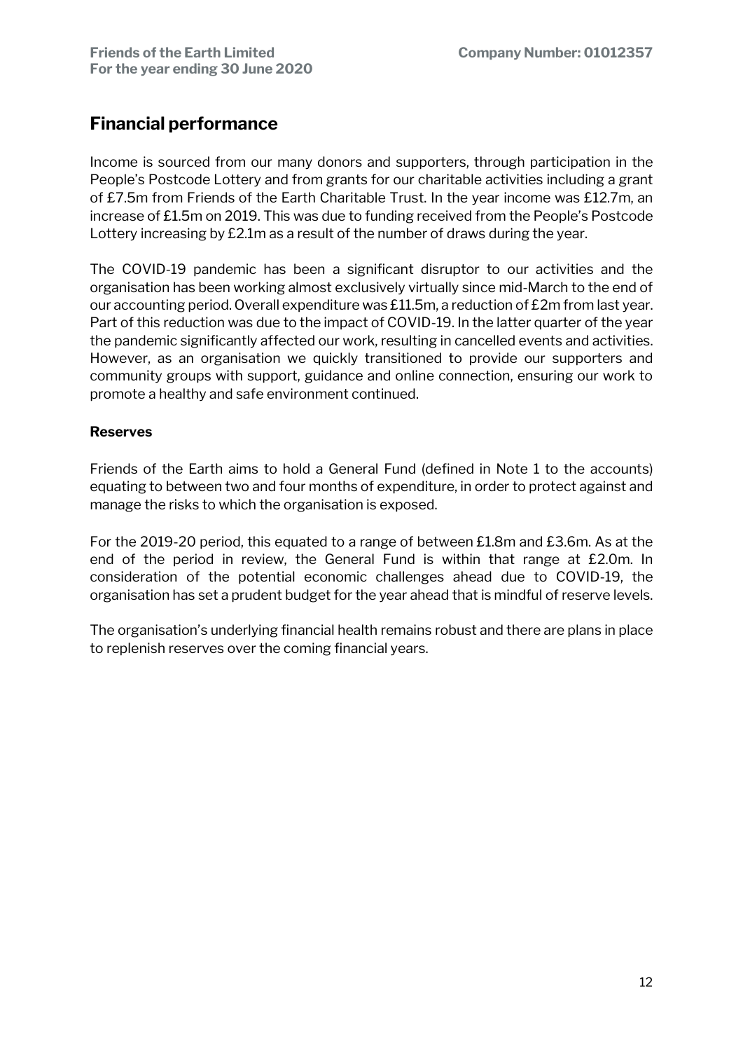## Financial performance

Income is sourced from our many donors and supporters, through participation in the People's Postcode Lottery and from grants for our charitable activities including a grant of £7.5m from Friends of the Earth Charitable Trust. In the year income was £12.7m, an increase of £1.5m on 2019. This was due to funding received from the People's Postcode Lottery increasing by £2.1m as a result of the number of draws during the year.

The COVID-19 pandemic has been a significant disruptor to our activities and the organisation has been working almost exclusively virtually since mid-March to the end of our accounting period. Overall expenditure was £11.5m, a reduction of £2m from last year. Part of this reduction was due to the impact of COVID-19. In the latter quarter of the year the pandemic significantly affected our work, resulting in cancelled events and activities. However, as an organisation we quickly transitioned to provide our supporters and community groups with support, guidance and online connection, ensuring our work to promote a healthy and safe environment continued.

**Reserves**

Friends of the Earth aims to hold a General Fund (defined in Note 1 to the accounts) equating to between two and four months of expenditure, in order to protect against and manage the risks to which the organisation is exposed.

For the 2019-20 period, this equated to a range of between £1.8m and £3.6m. As at the end of the period in review, the General Fund is within that range at £2.0m. In consideration of the potential economic challenges ahead due to COVID-19, the organisation has set a prudent budget for the year ahead that is mindful of reserve levels.

The organisation's underlying financial health remains robust and there are plans in place to replenish reserves over the coming financial years.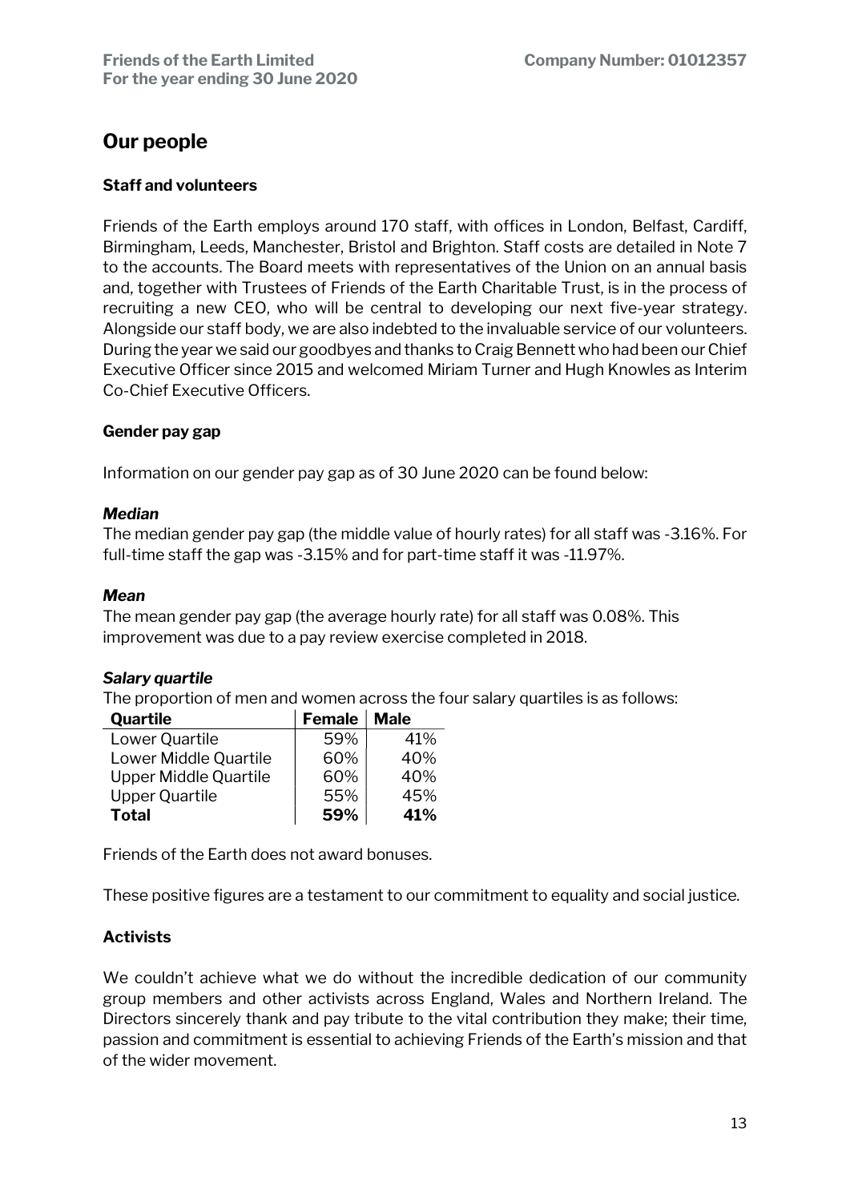# Our people

## Staff and volunteers

Friends of the Earth employs around 170 staff, with offices in London, Belfast, Cardiff, Birmingham, Leeds, Manchester, Bristol and Brighton. Staff costs are detailed in Note 7 to the accounts. The Board meets with representatives of the Union on an annual basis and, together with Trustees of Friends of the Earth Charitable Trust, is in the process of recruiting a new CEO, who will be central to developing our next five-year strategy. Alongside our staff body, we are also indebted to the invaluable service of our volunteers. During the year we said our goodbyes and thanks to Craig Bennett who had been our Chief Executive Officer since 2015 and welcomed Miriam Turner and Hugh Knowles as Interim Co-Chief Executive Officers.

## Gender pay gap

Information on our gender pay gap as of 30 June 2020 can be found below:

### *Median*

The median gender pay gap (the middle value of hourly rates) for all staff was -3.16%. For full-time staff the gap was -3.15% and for part-time staff it was -11.97%.

### *Mean*

The mean gender pay gap (the average hourly rate) for all staff was 0.08%. This improvement was due to a pay review exercise completed in 2018.

### *Salary quartile*

The proportion of men and women across the four salary quartiles is as follows:

| Quartile | Female | Male |
|---|---|---|
| Lower Quartile | 59% | 41% |
| Lower Middle Quartile | 60% | 40% |
| Upper Middle Quartile | 60% | 40% |
| Upper Quartile | 55% | 45% |
| **Total** | **59%** | **41%** |

Friends of the Earth does not award bonuses.

These positive figures are a testament to our commitment to equality and social justice.

## Activists

We couldn't achieve what we do without the incredible dedication of our community group members and other activists across England, Wales and Northern Ireland. The Directors sincerely thank and pay tribute to the vital contribution they make; their time, passion and commitment is essential to achieving Friends of the Earth's mission and that of the wider movement.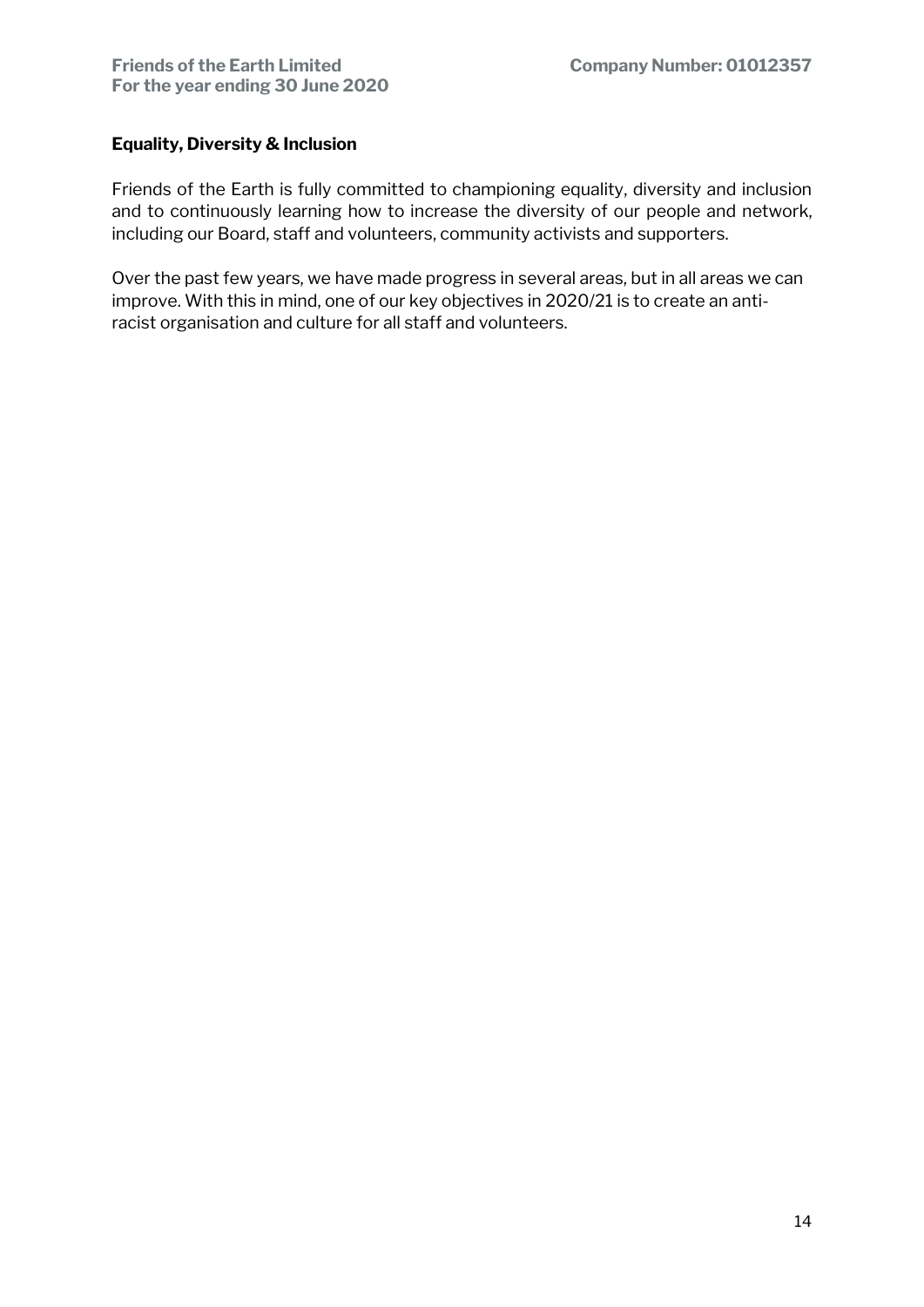**Equality, Diversity & Inclusion**

Friends of the Earth is fully committed to championing equality, diversity and inclusion and to continuously learning how to increase the diversity of our people and network, including our Board, staff and volunteers, community activists and supporters.

Over the past few years, we have made progress in several areas, but in all areas we can improve. With this in mind, one of our key objectives in 2020/21 is to create an anti-racist organisation and culture for all staff and volunteers.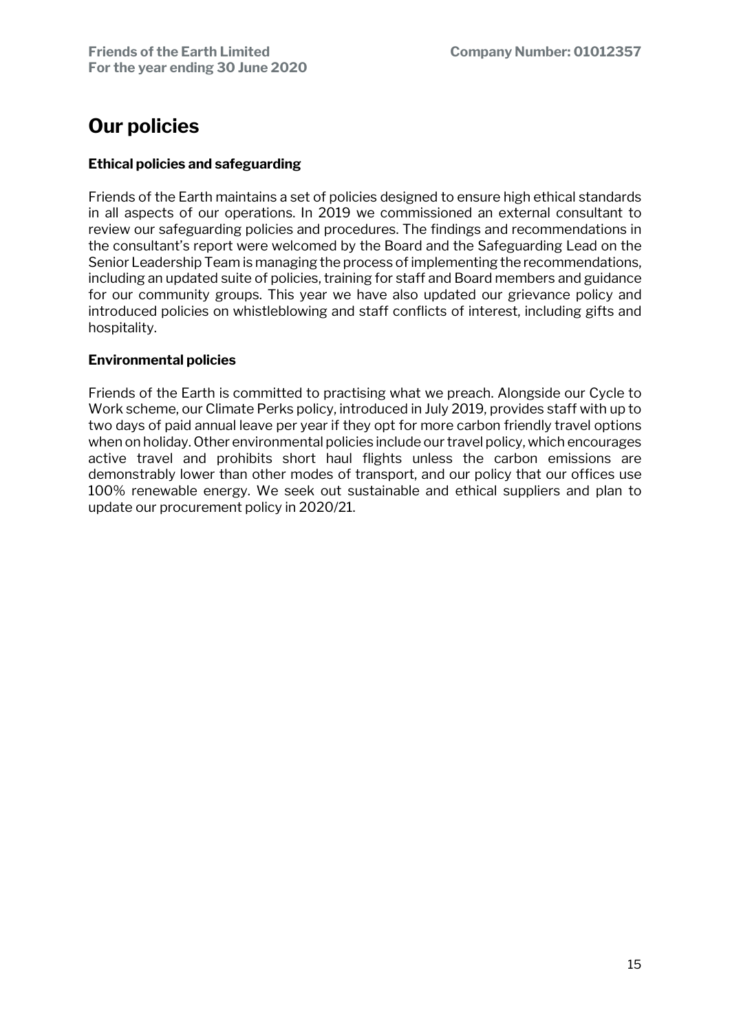# Our policies

**Ethical policies and safeguarding**

Friends of the Earth maintains a set of policies designed to ensure high ethical standards in all aspects of our operations. In 2019 we commissioned an external consultant to review our safeguarding policies and procedures. The findings and recommendations in the consultant's report were welcomed by the Board and the Safeguarding Lead on the Senior Leadership Team is managing the process of implementing the recommendations, including an updated suite of policies, training for staff and Board members and guidance for our community groups. This year we have also updated our grievance policy and introduced policies on whistleblowing and staff conflicts of interest, including gifts and hospitality.

**Environmental policies**

Friends of the Earth is committed to practising what we preach. Alongside our Cycle to Work scheme, our Climate Perks policy, introduced in July 2019, provides staff with up to two days of paid annual leave per year if they opt for more carbon friendly travel options when on holiday. Other environmental policies include our travel policy, which encourages active travel and prohibits short haul flights unless the carbon emissions are demonstrably lower than other modes of transport, and our policy that our offices use 100% renewable energy. We seek out sustainable and ethical suppliers and plan to update our procurement policy in 2020/21.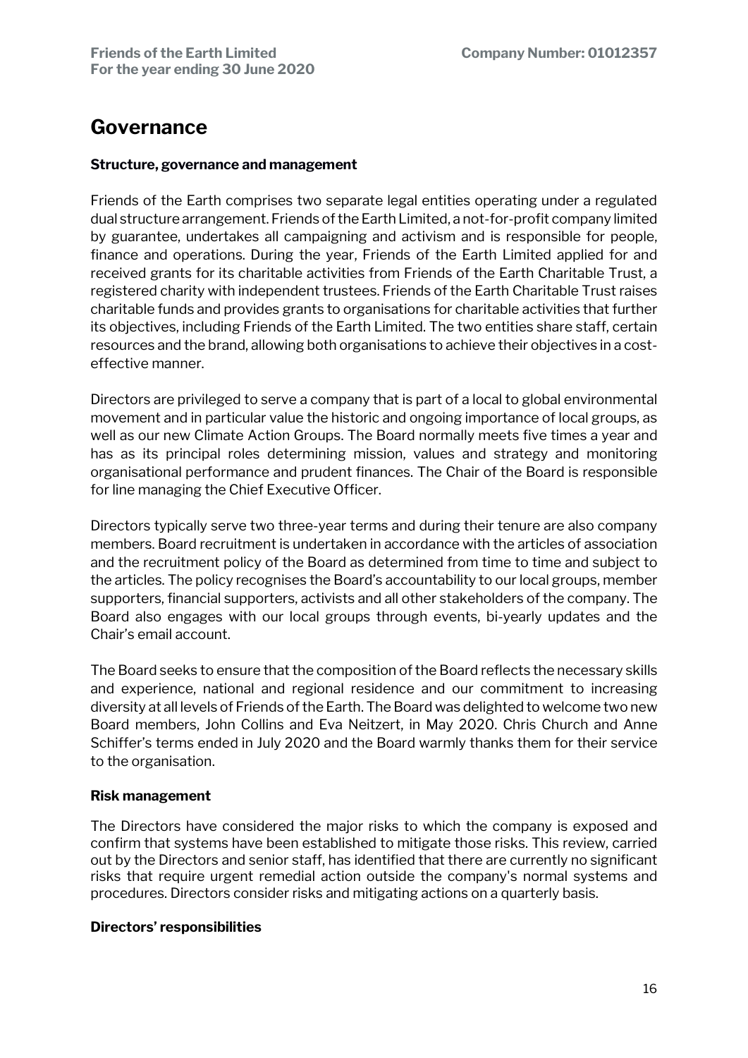# Governance

**Structure, governance and management**

Friends of the Earth comprises two separate legal entities operating under a regulated dual structure arrangement. Friends of the Earth Limited, a not-for-profit company limited by guarantee, undertakes all campaigning and activism and is responsible for people, finance and operations. During the year, Friends of the Earth Limited applied for and received grants for its charitable activities from Friends of the Earth Charitable Trust, a registered charity with independent trustees. Friends of the Earth Charitable Trust raises charitable funds and provides grants to organisations for charitable activities that further its objectives, including Friends of the Earth Limited. The two entities share staff, certain resources and the brand, allowing both organisations to achieve their objectives in a cost-effective manner.

Directors are privileged to serve a company that is part of a local to global environmental movement and in particular value the historic and ongoing importance of local groups, as well as our new Climate Action Groups. The Board normally meets five times a year and has as its principal roles determining mission, values and strategy and monitoring organisational performance and prudent finances. The Chair of the Board is responsible for line managing the Chief Executive Officer.

Directors typically serve two three-year terms and during their tenure are also company members. Board recruitment is undertaken in accordance with the articles of association and the recruitment policy of the Board as determined from time to time and subject to the articles. The policy recognises the Board's accountability to our local groups, member supporters, financial supporters, activists and all other stakeholders of the company. The Board also engages with our local groups through events, bi-yearly updates and the Chair's email account.

The Board seeks to ensure that the composition of the Board reflects the necessary skills and experience, national and regional residence and our commitment to increasing diversity at all levels of Friends of the Earth. The Board was delighted to welcome two new Board members, John Collins and Eva Neitzert, in May 2020. Chris Church and Anne Schiffer's terms ended in July 2020 and the Board warmly thanks them for their service to the organisation.

**Risk management**

The Directors have considered the major risks to which the company is exposed and confirm that systems have been established to mitigate those risks. This review, carried out by the Directors and senior staff, has identified that there are currently no significant risks that require urgent remedial action outside the company's normal systems and procedures. Directors consider risks and mitigating actions on a quarterly basis.

**Directors' responsibilities**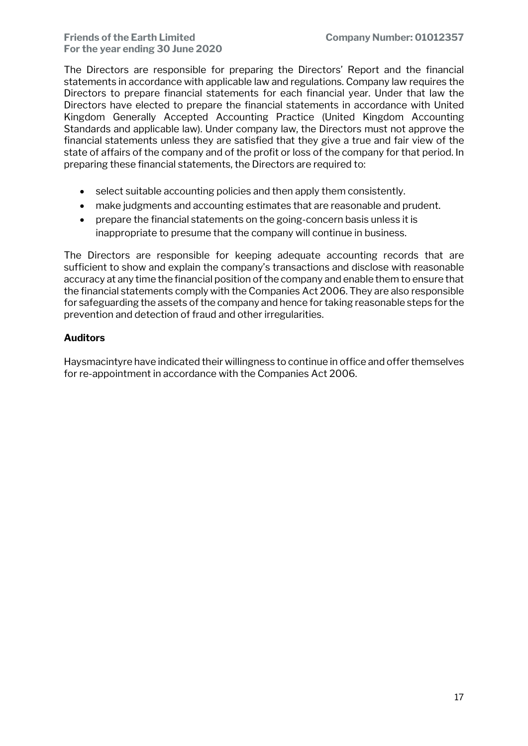The Directors are responsible for preparing the Directors' Report and the financial statements in accordance with applicable law and regulations. Company law requires the Directors to prepare financial statements for each financial year. Under that law the Directors have elected to prepare the financial statements in accordance with United Kingdom Generally Accepted Accounting Practice (United Kingdom Accounting Standards and applicable law). Under company law, the Directors must not approve the financial statements unless they are satisfied that they give a true and fair view of the state of affairs of the company and of the profit or loss of the company for that period. In preparing these financial statements, the Directors are required to:

- select suitable accounting policies and then apply them consistently.
- make judgments and accounting estimates that are reasonable and prudent.
- prepare the financial statements on the going-concern basis unless it is inappropriate to presume that the company will continue in business.

The Directors are responsible for keeping adequate accounting records that are sufficient to show and explain the company's transactions and disclose with reasonable accuracy at any time the financial position of the company and enable them to ensure that the financial statements comply with the Companies Act 2006. They are also responsible for safeguarding the assets of the company and hence for taking reasonable steps for the prevention and detection of fraud and other irregularities.

**Auditors**

Haysmacintyre have indicated their willingness to continue in office and offer themselves for re-appointment in accordance with the Companies Act 2006.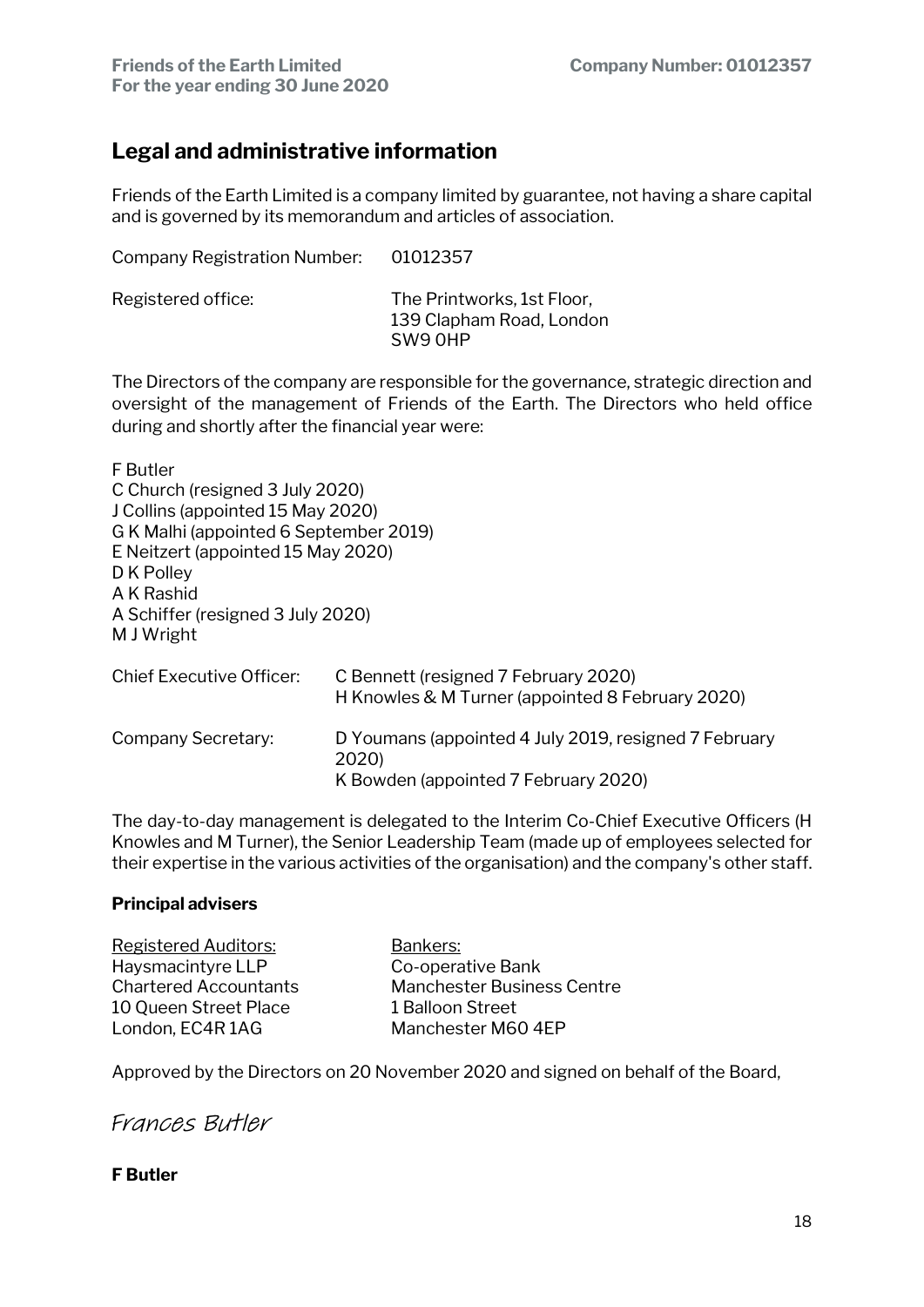## Legal and administrative information

Friends of the Earth Limited is a company limited by guarantee, not having a share capital and is governed by its memorandum and articles of association.

Company Registration Number: 01012357

Registered office: The Printworks, 1st Floor, 139 Clapham Road, London SW9 0HP

The Directors of the company are responsible for the governance, strategic direction and oversight of the management of Friends of the Earth. The Directors who held office during and shortly after the financial year were:

F Butler
C Church (resigned 3 July 2020)
J Collins (appointed 15 May 2020)
G K Malhi (appointed 6 September 2019)
E Neitzert (appointed 15 May 2020)
D K Polley
A K Rashid
A Schiffer (resigned 3 July 2020)
M J Wright

Chief Executive Officer: C Bennett (resigned 7 February 2020)
H Knowles & M Turner (appointed 8 February 2020)

Company Secretary: D Youmans (appointed 4 July 2019, resigned 7 February 2020)
K Bowden (appointed 7 February 2020)

The day-to-day management is delegated to the Interim Co-Chief Executive Officers (H Knowles and M Turner), the Senior Leadership Team (made up of employees selected for their expertise in the various activities of the organisation) and the company's other staff.

**Principal advisers**

| Registered Auditors: | Bankers: |
|---|---|
| Haysmacintyre LLP | Co-operative Bank |
| Chartered Accountants | Manchester Business Centre |
| 10 Queen Street Place | 1 Balloon Street |
| London, EC4R 1AG | Manchester M60 4EP |

Approved by the Directors on 20 November 2020 and signed on behalf of the Board,

*Frances Butler*

**F Butler**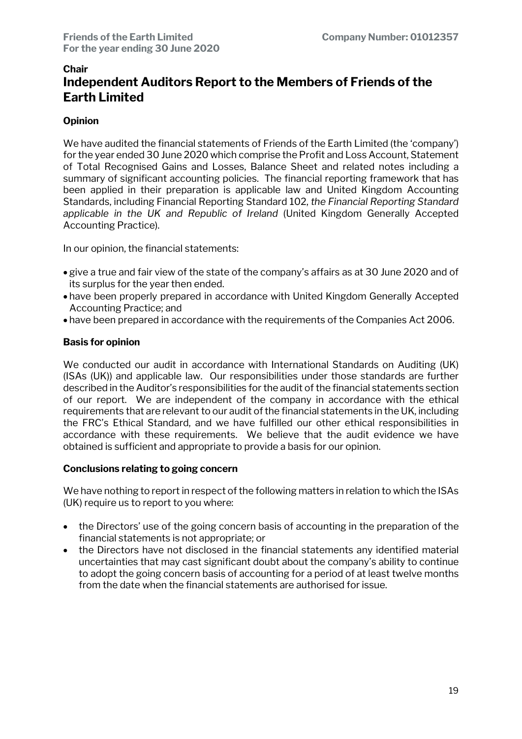**Chair**

# Independent Auditors Report to the Members of Friends of the Earth Limited

### Opinion

We have audited the financial statements of Friends of the Earth Limited (the 'company') for the year ended 30 June 2020 which comprise the Profit and Loss Account, Statement of Total Recognised Gains and Losses, Balance Sheet and related notes including a summary of significant accounting policies. The financial reporting framework that has been applied in their preparation is applicable law and United Kingdom Accounting Standards, including Financial Reporting Standard 102, *the Financial Reporting Standard applicable in the UK and Republic of Ireland* (United Kingdom Generally Accepted Accounting Practice).

In our opinion, the financial statements:

- give a true and fair view of the state of the company's affairs as at 30 June 2020 and of its surplus for the year then ended.
- have been properly prepared in accordance with United Kingdom Generally Accepted Accounting Practice; and
- have been prepared in accordance with the requirements of the Companies Act 2006.

### Basis for opinion

We conducted our audit in accordance with International Standards on Auditing (UK) (ISAs (UK)) and applicable law. Our responsibilities under those standards are further described in the Auditor's responsibilities for the audit of the financial statements section of our report. We are independent of the company in accordance with the ethical requirements that are relevant to our audit of the financial statements in the UK, including the FRC's Ethical Standard, and we have fulfilled our other ethical responsibilities in accordance with these requirements. We believe that the audit evidence we have obtained is sufficient and appropriate to provide a basis for our opinion.

### Conclusions relating to going concern

We have nothing to report in respect of the following matters in relation to which the ISAs (UK) require us to report to you where:

- the Directors' use of the going concern basis of accounting in the preparation of the financial statements is not appropriate; or
- the Directors have not disclosed in the financial statements any identified material uncertainties that may cast significant doubt about the company's ability to continue to adopt the going concern basis of accounting for a period of at least twelve months from the date when the financial statements are authorised for issue.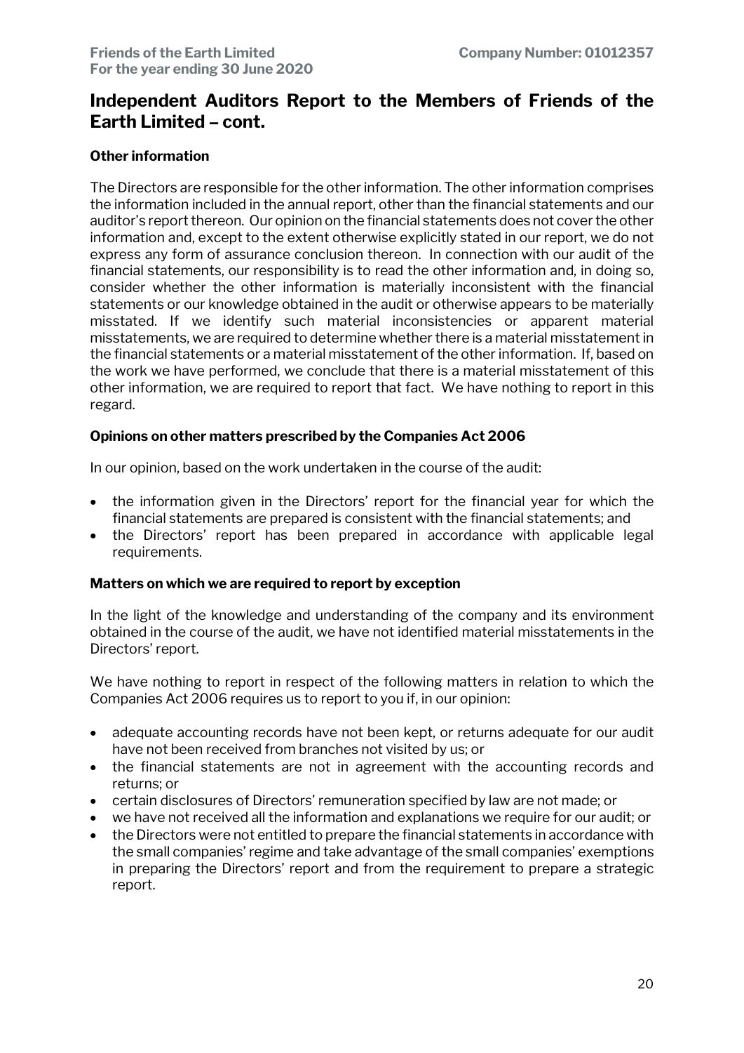## Independent Auditors Report to the Members of Friends of the Earth Limited – cont.

### Other information

The Directors are responsible for the other information. The other information comprises the information included in the annual report, other than the financial statements and our auditor's report thereon. Our opinion on the financial statements does not cover the other information and, except to the extent otherwise explicitly stated in our report, we do not express any form of assurance conclusion thereon. In connection with our audit of the financial statements, our responsibility is to read the other information and, in doing so, consider whether the other information is materially inconsistent with the financial statements or our knowledge obtained in the audit or otherwise appears to be materially misstated. If we identify such material inconsistencies or apparent material misstatements, we are required to determine whether there is a material misstatement in the financial statements or a material misstatement of the other information. If, based on the work we have performed, we conclude that there is a material misstatement of this other information, we are required to report that fact. We have nothing to report in this regard.

### Opinions on other matters prescribed by the Companies Act 2006

In our opinion, based on the work undertaken in the course of the audit:

- the information given in the Directors' report for the financial year for which the financial statements are prepared is consistent with the financial statements; and
- the Directors' report has been prepared in accordance with applicable legal requirements.

### Matters on which we are required to report by exception

In the light of the knowledge and understanding of the company and its environment obtained in the course of the audit, we have not identified material misstatements in the Directors' report.

We have nothing to report in respect of the following matters in relation to which the Companies Act 2006 requires us to report to you if, in our opinion:

- adequate accounting records have not been kept, or returns adequate for our audit have not been received from branches not visited by us; or
- the financial statements are not in agreement with the accounting records and returns; or
- certain disclosures of Directors' remuneration specified by law are not made; or
- we have not received all the information and explanations we require for our audit; or
- the Directors were not entitled to prepare the financial statements in accordance with the small companies' regime and take advantage of the small companies' exemptions in preparing the Directors' report and from the requirement to prepare a strategic report.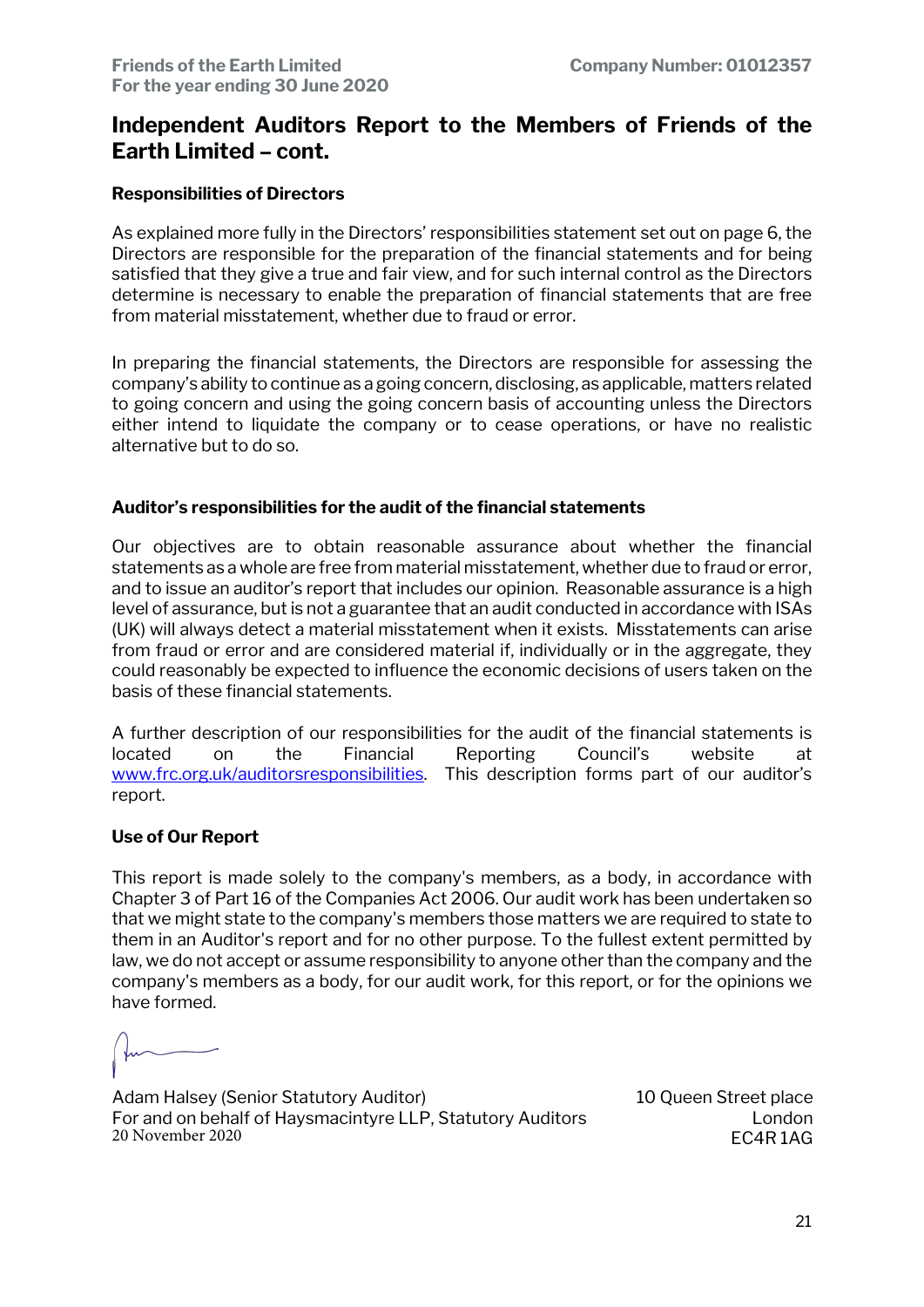## Independent Auditors Report to the Members of Friends of the Earth Limited – cont.

**Responsibilities of Directors**

As explained more fully in the Directors' responsibilities statement set out on page 6, the Directors are responsible for the preparation of the financial statements and for being satisfied that they give a true and fair view, and for such internal control as the Directors determine is necessary to enable the preparation of financial statements that are free from material misstatement, whether due to fraud or error.

In preparing the financial statements, the Directors are responsible for assessing the company's ability to continue as a going concern, disclosing, as applicable, matters related to going concern and using the going concern basis of accounting unless the Directors either intend to liquidate the company or to cease operations, or have no realistic alternative but to do so.

**Auditor's responsibilities for the audit of the financial statements**

Our objectives are to obtain reasonable assurance about whether the financial statements as a whole are free from material misstatement, whether due to fraud or error, and to issue an auditor's report that includes our opinion. Reasonable assurance is a high level of assurance, but is not a guarantee that an audit conducted in accordance with ISAs (UK) will always detect a material misstatement when it exists. Misstatements can arise from fraud or error and are considered material if, individually or in the aggregate, they could reasonably be expected to influence the economic decisions of users taken on the basis of these financial statements.

A further description of our responsibilities for the audit of the financial statements is located on the Financial Reporting Council's website at www.frc.org.uk/auditorsresponsibilities. This description forms part of our auditor's report.

**Use of Our Report**

This report is made solely to the company's members, as a body, in accordance with Chapter 3 of Part 16 of the Companies Act 2006. Our audit work has been undertaken so that we might state to the company's members those matters we are required to state to them in an Auditor's report and for no other purpose. To the fullest extent permitted by law, we do not accept or assume responsibility to anyone other than the company and the company's members as a body, for our audit work, for this report, or for the opinions we have formed.

Adam Halsey (Senior Statutory Auditor)
For and on behalf of Haysmacintyre LLP, Statutory Auditors
20 November 2020

10 Queen Street place
London
EC4R 1AG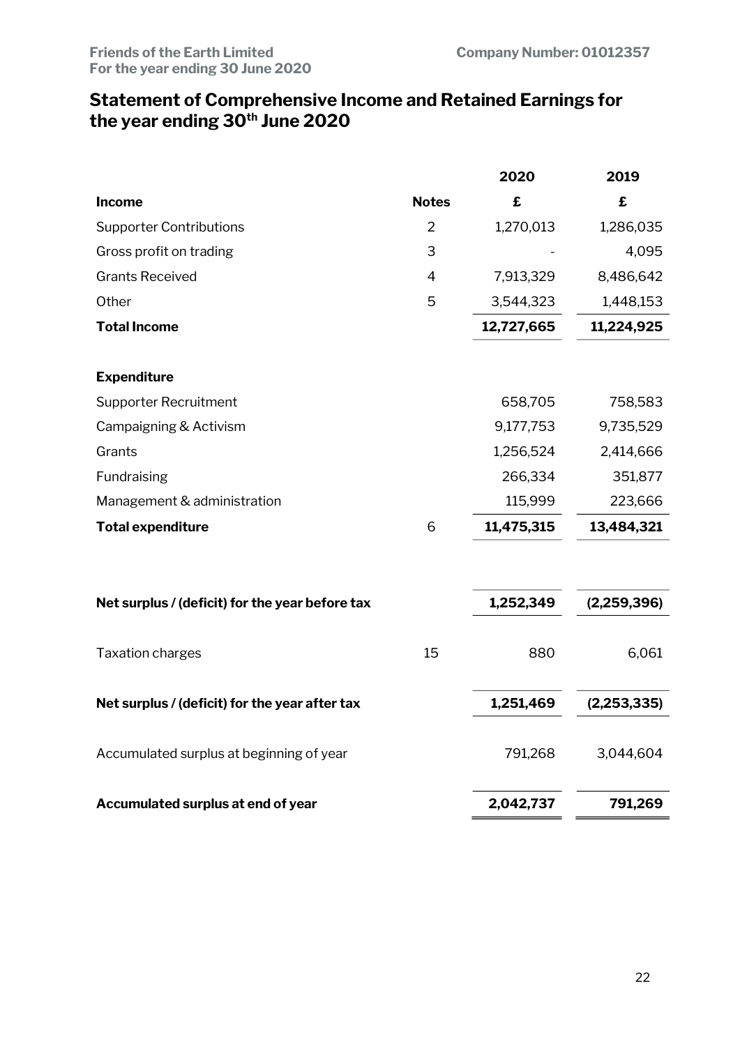## Statement of Comprehensive Income and Retained Earnings for the year ending 30th June 2020

| | | 2020 | 2019 |
|---|---|---|---|
| **Income** | **Notes** | **£** | **£** |
| Supporter Contributions | 2 | 1,270,013 | 1,286,035 |
| Gross profit on trading | 3 | - | 4,095 |
| Grants Received | 4 | 7,913,329 | 8,486,642 |
| Other | 5 | 3,544,323 | 1,448,153 |
| **Total Income** | | **12,727,665** | **11,224,925** |
| | | | |
| **Expenditure** | | | |
| Supporter Recruitment | | 658,705 | 758,583 |
| Campaigning & Activism | | 9,177,753 | 9,735,529 |
| Grants | | 1,256,524 | 2,414,666 |
| Fundraising | | 266,334 | 351,877 |
| Management & administration | | 115,999 | 223,666 |
| **Total expenditure** | 6 | **11,475,315** | **13,484,321** |
| | | | |
| **Net surplus / (deficit) for the year before tax** | | **1,252,349** | **(2,259,396)** |
| | | | |
| Taxation charges | 15 | 880 | 6,061 |
| | | | |
| **Net surplus / (deficit) for the year after tax** | | **1,251,469** | **(2,253,335)** |
| | | | |
| Accumulated surplus at beginning of year | | 791,268 | 3,044,604 |
| | | | |
| **Accumulated surplus at end of year** | | **2,042,737** | **791,269** |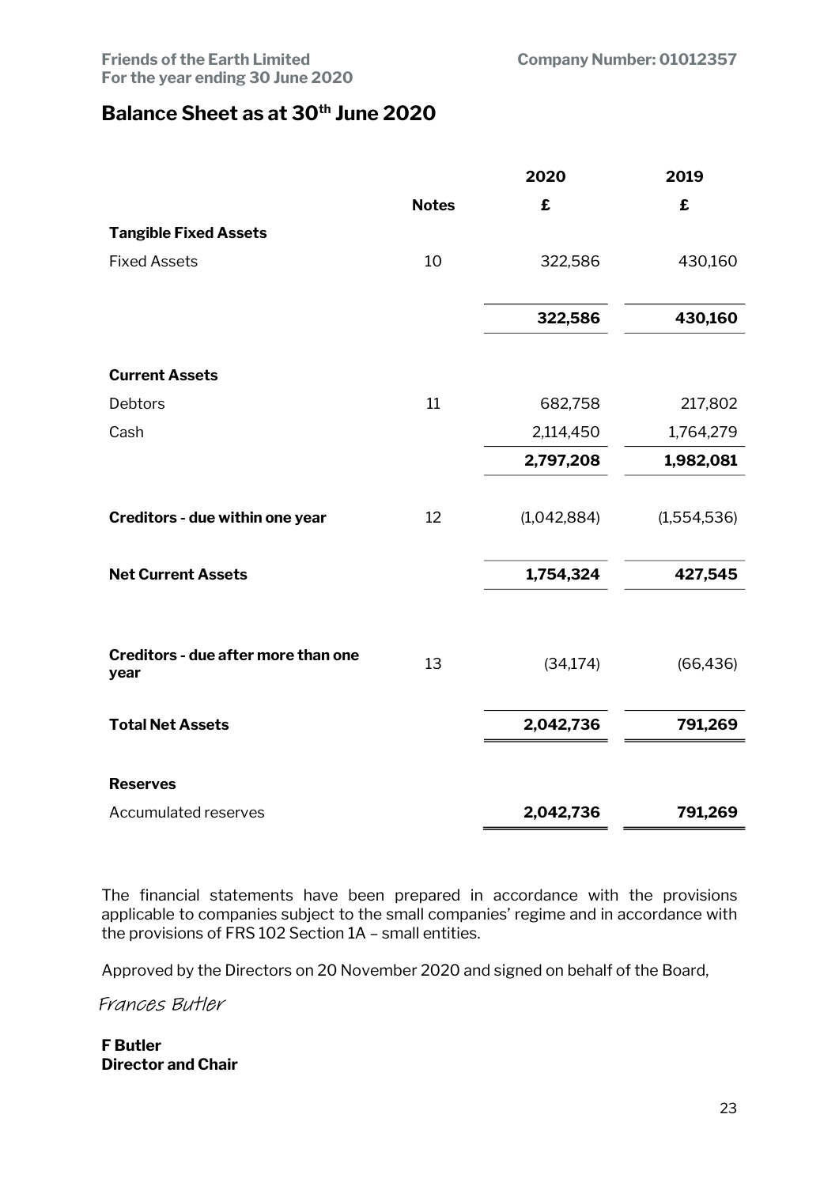Friends of the Earth Limited
For the year ending 30 June 2020

Company Number: 01012357

## Balance Sheet as at 30th June 2020

| | Notes | 2020 | 2019 |
|---|---|---|---|
| | | £ | £ |
| **Tangible Fixed Assets** | | | |
| Fixed Assets | 10 | 322,586 | 430,160 |
| | | **322,586** | **430,160** |
| **Current Assets** | | | |
| Debtors | 11 | 682,758 | 217,802 |
| Cash | | 2,114,450 | 1,764,279 |
| | | **2,797,208** | **1,982,081** |
| **Creditors - due within one year** | 12 | (1,042,884) | (1,554,536) |
| **Net Current Assets** | | **1,754,324** | **427,545** |
| **Creditors - due after more than one year** | 13 | (34,174) | (66,436) |
| **Total Net Assets** | | **2,042,736** | **791,269** |
| **Reserves** | | | |
| Accumulated reserves | | **2,042,736** | **791,269** |

The financial statements have been prepared in accordance with the provisions applicable to companies subject to the small companies' regime and in accordance with the provisions of FRS 102 Section 1A – small entities.

Approved by the Directors on 20 November 2020 and signed on behalf of the Board,

*Frances Butler*

**F Butler**
**Director and Chair**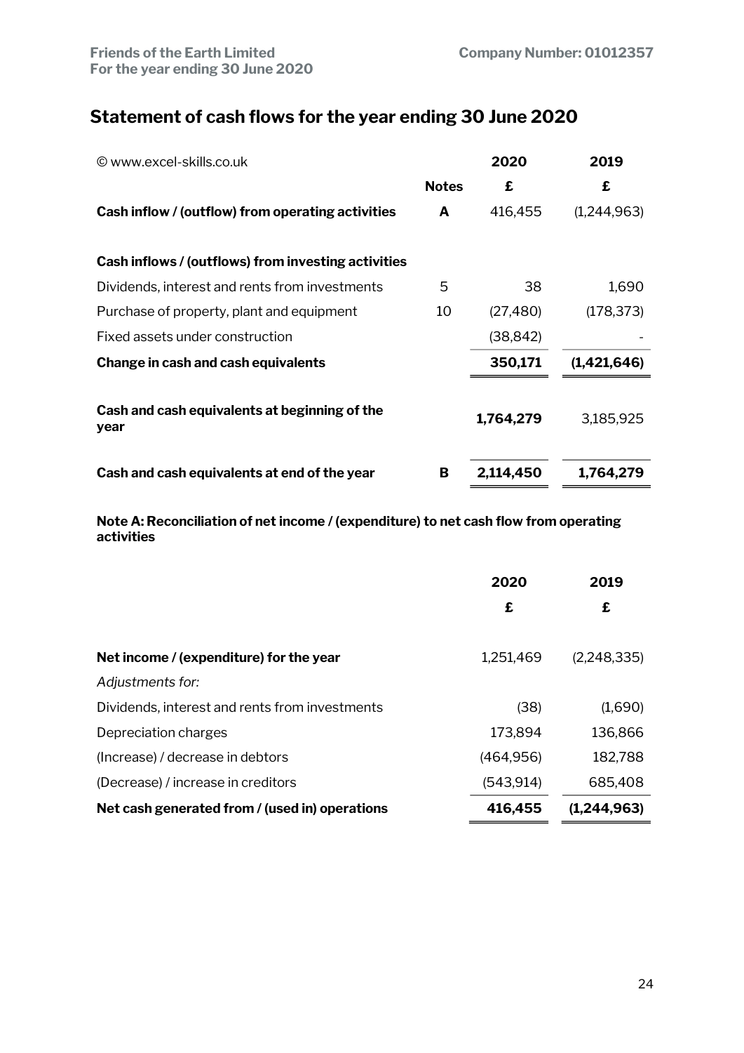## Statement of cash flows for the year ending 30 June 2020

| © www.excel-skills.co.uk | | 2020 | 2019 |
|---|---|---|---|
| | **Notes** | **£** | **£** |
| **Cash inflow / (outflow) from operating activities** | **A** | 416,455 | (1,244,963) |
| | | | |
| **Cash inflows / (outflows) from investing activities** | | | |
| Dividends, interest and rents from investments | 5 | 38 | 1,690 |
| Purchase of property, plant and equipment | 10 | (27,480) | (178,373) |
| Fixed assets under construction | | (38,842) | - |
| **Change in cash and cash equivalents** | | **350,171** | **(1,421,646)** |
| | | | |
| **Cash and cash equivalents at beginning of the year** | | **1,764,279** | 3,185,925 |
| | | | |
| **Cash and cash equivalents at end of the year** | **B** | **2,114,450** | **1,764,279** |

**Note A: Reconciliation of net income / (expenditure) to net cash flow from operating activities**

| | 2020 | 2019 |
|---|---|---|
| | **£** | **£** |
| **Net income / (expenditure) for the year** | 1,251,469 | (2,248,335) |
| *Adjustments for:* | | |
| Dividends, interest and rents from investments | (38) | (1,690) |
| Depreciation charges | 173,894 | 136,866 |
| (Increase) / decrease in debtors | (464,956) | 182,788 |
| (Decrease) / increase in creditors | (543,914) | 685,408 |
| **Net cash generated from / (used in) operations** | **416,455** | **(1,244,963)** |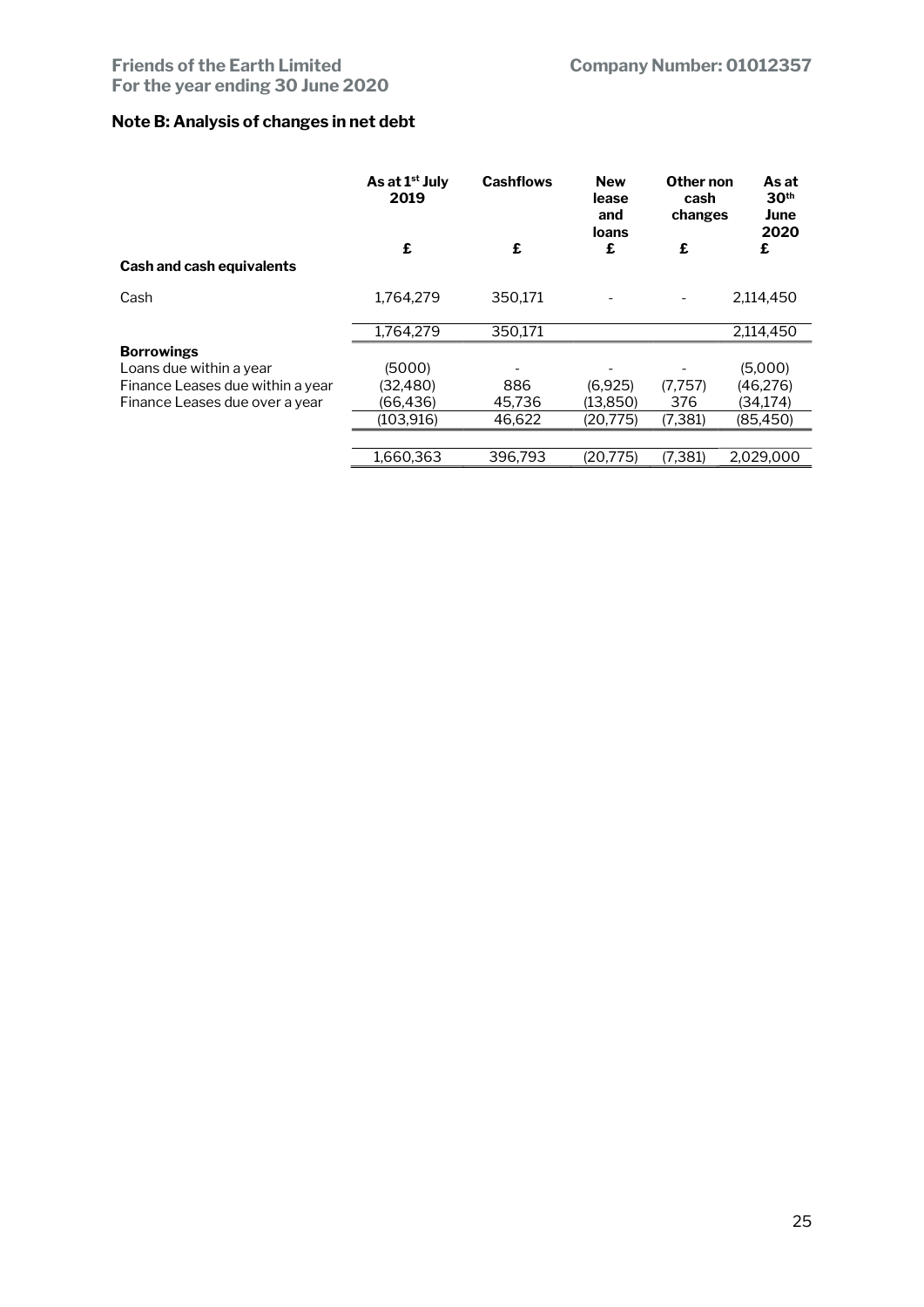## Note B: Analysis of changes in net debt

| | As at 1st July 2019 | Cashflows | New lease and loans | Other non cash changes | As at 30th June 2020 |
|---|---|---|---|---|---|
| | £ | £ | £ | £ | £ |
| **Cash and cash equivalents** | | | | | |
| Cash | 1,764,279 | 350,171 | - | - | 2,114,450 |
| | 1,764,279 | 350,171 | | | 2,114,450 |
| **Borrowings** | | | | | |
| Loans due within a year | (5000) | - | - | - | (5,000) |
| Finance Leases due within a year | (32,480) | 886 | (6,925) | (7,757) | (46,276) |
| Finance Leases due over a year | (66,436) | 45,736 | (13,850) | 376 | (34,174) |
| | (103,916) | 46,622 | (20,775) | (7,381) | (85,450) |
| | 1,660,363 | 396,793 | (20,775) | (7,381) | 2,029,000 |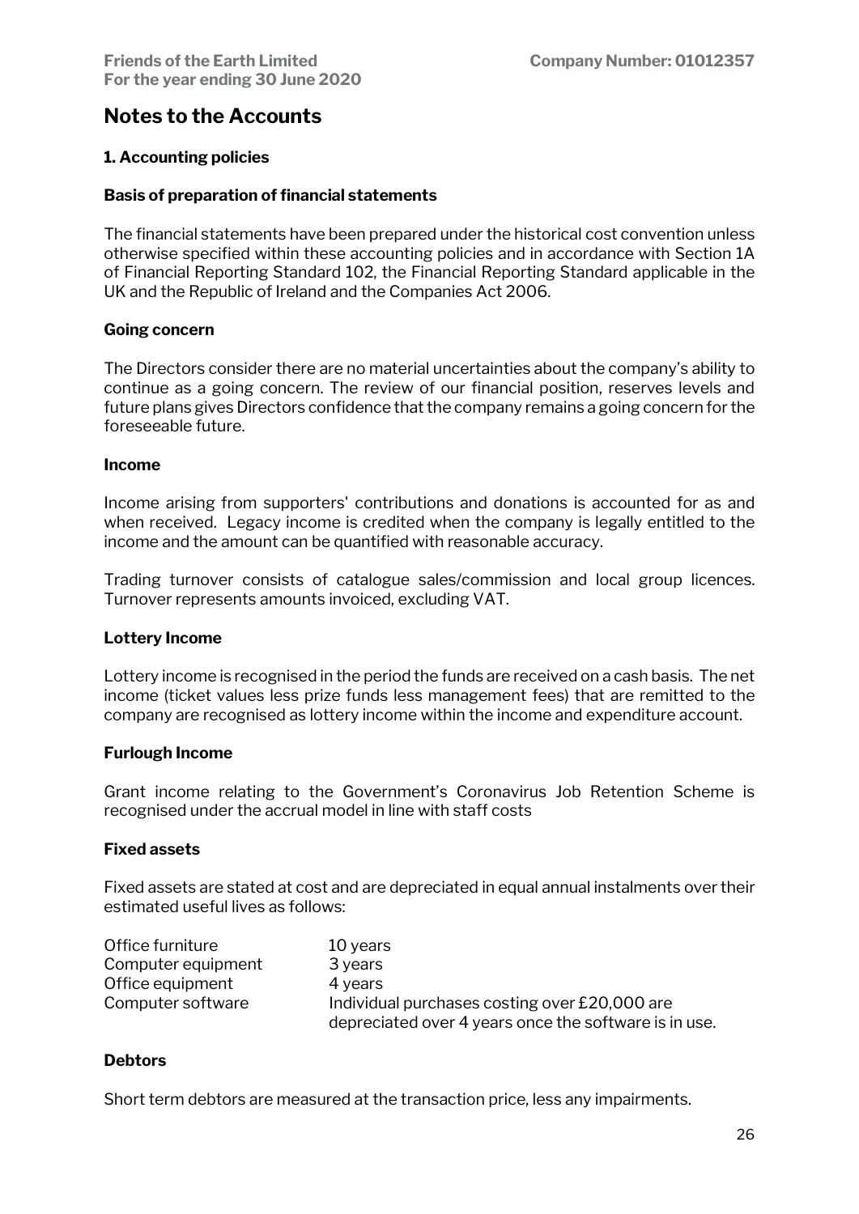# Notes to the Accounts

## 1. Accounting policies

### Basis of preparation of financial statements

The financial statements have been prepared under the historical cost convention unless otherwise specified within these accounting policies and in accordance with Section 1A of Financial Reporting Standard 102, the Financial Reporting Standard applicable in the UK and the Republic of Ireland and the Companies Act 2006.

### Going concern

The Directors consider there are no material uncertainties about the company's ability to continue as a going concern. The review of our financial position, reserves levels and future plans gives Directors confidence that the company remains a going concern for the foreseeable future.

### Income

Income arising from supporters' contributions and donations is accounted for as and when received. Legacy income is credited when the company is legally entitled to the income and the amount can be quantified with reasonable accuracy.

Trading turnover consists of catalogue sales/commission and local group licences. Turnover represents amounts invoiced, excluding VAT.

### Lottery Income

Lottery income is recognised in the period the funds are received on a cash basis. The net income (ticket values less prize funds less management fees) that are remitted to the company are recognised as lottery income within the income and expenditure account.

### Furlough Income

Grant income relating to the Government's Coronavirus Job Retention Scheme is recognised under the accrual model in line with staff costs

### Fixed assets

Fixed assets are stated at cost and are depreciated in equal annual instalments over their estimated useful lives as follows:

| | |
|---|---|
| Office furniture | 10 years |
| Computer equipment | 3 years |
| Office equipment | 4 years |
| Computer software | Individual purchases costing over £20,000 are depreciated over 4 years once the software is in use. |

### Debtors

Short term debtors are measured at the transaction price, less any impairments.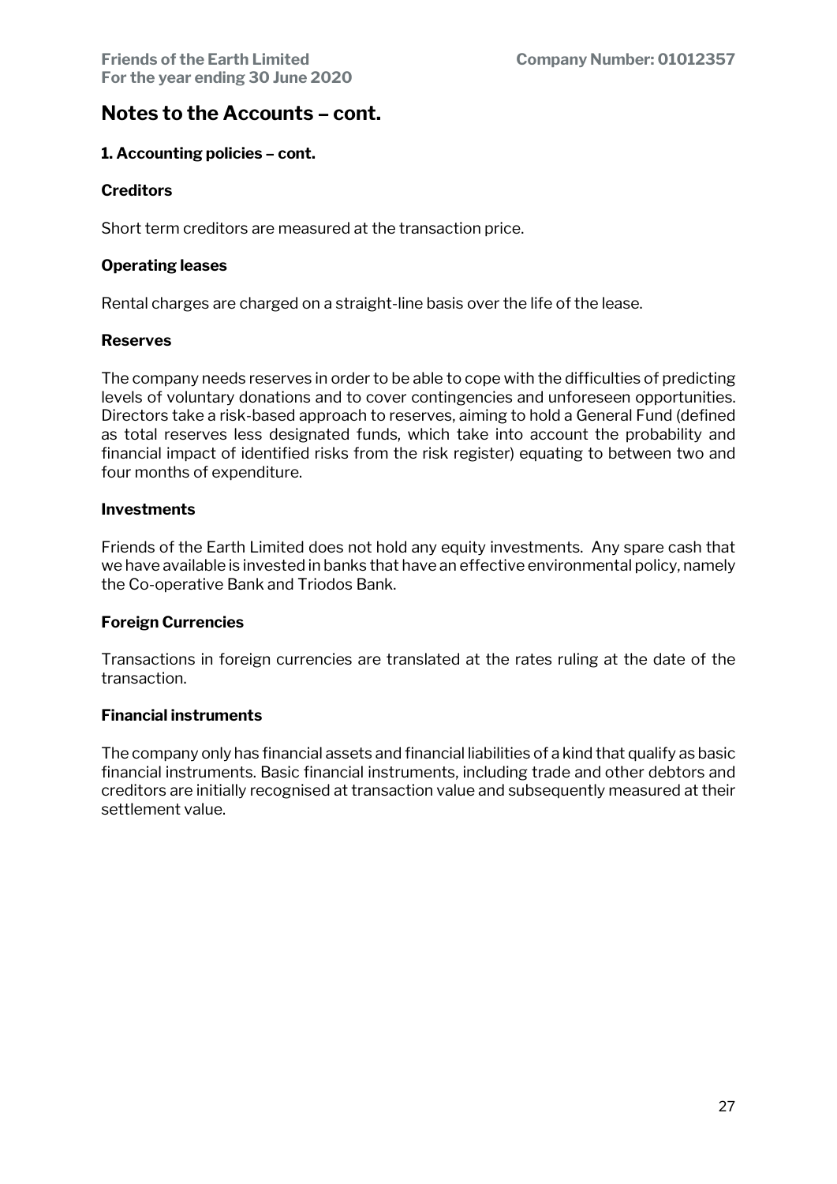## Notes to the Accounts – cont.

### 1. Accounting policies – cont.

**Creditors**

Short term creditors are measured at the transaction price.

**Operating leases**

Rental charges are charged on a straight-line basis over the life of the lease.

**Reserves**

The company needs reserves in order to be able to cope with the difficulties of predicting levels of voluntary donations and to cover contingencies and unforeseen opportunities. Directors take a risk-based approach to reserves, aiming to hold a General Fund (defined as total reserves less designated funds, which take into account the probability and financial impact of identified risks from the risk register) equating to between two and four months of expenditure.

**Investments**

Friends of the Earth Limited does not hold any equity investments. Any spare cash that we have available is invested in banks that have an effective environmental policy, namely the Co-operative Bank and Triodos Bank.

**Foreign Currencies**

Transactions in foreign currencies are translated at the rates ruling at the date of the transaction.

**Financial instruments**

The company only has financial assets and financial liabilities of a kind that qualify as basic financial instruments. Basic financial instruments, including trade and other debtors and creditors are initially recognised at transaction value and subsequently measured at their settlement value.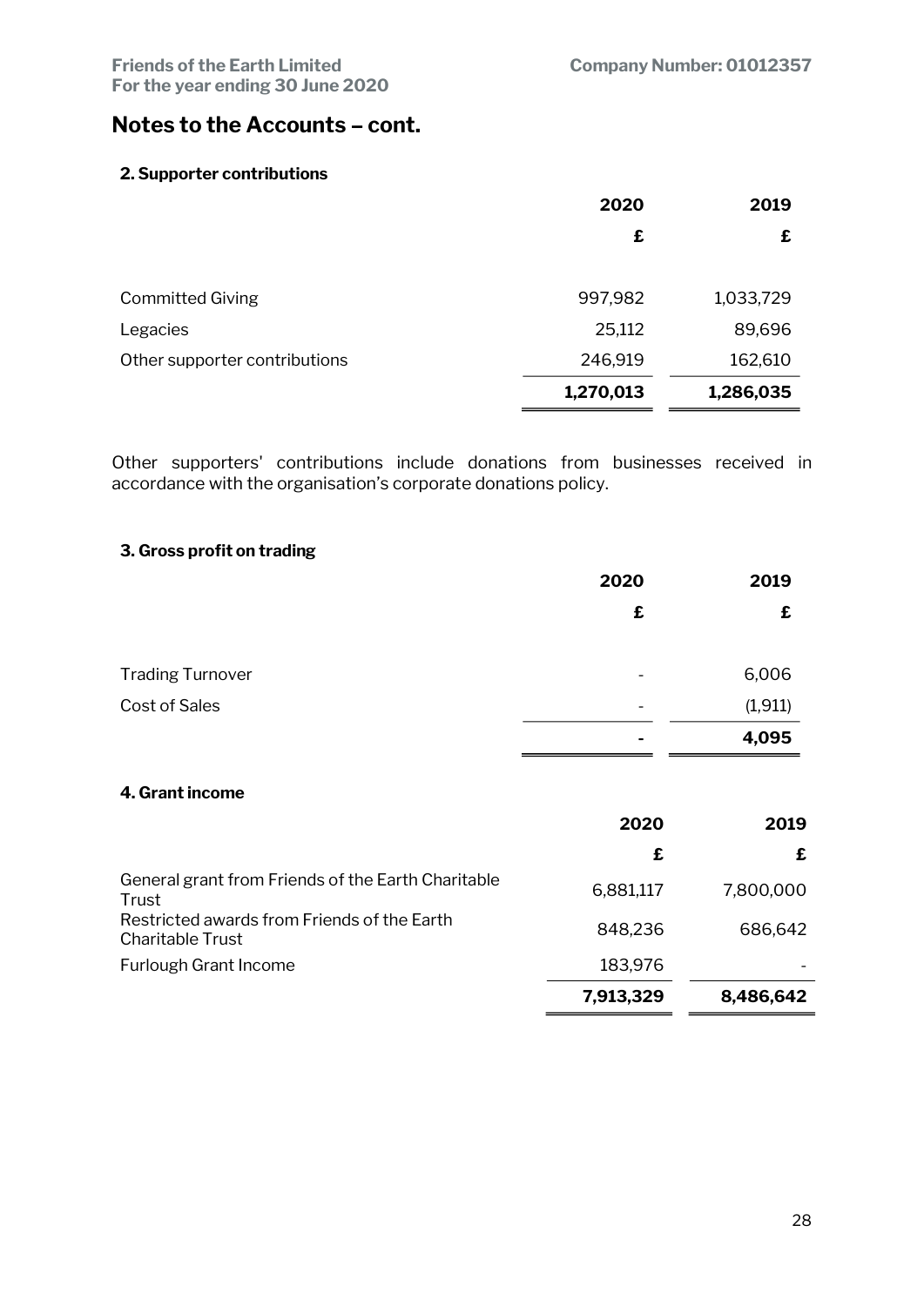## Notes to the Accounts – cont.

### 2. Supporter contributions

| | 2020 | 2019 |
|---|---|---|
| | £ | £ |
| Committed Giving | 997,982 | 1,033,729 |
| Legacies | 25,112 | 89,696 |
| Other supporter contributions | 246,919 | 162,610 |
| | **1,270,013** | **1,286,035** |

Other supporters' contributions include donations from businesses received in accordance with the organisation's corporate donations policy.

### 3. Gross profit on trading

| | 2020 | 2019 |
|---|---|---|
| | £ | £ |
| Trading Turnover | - | 6,006 |
| Cost of Sales | - | (1,911) |
| | **-** | **4,095** |

### 4. Grant income

| | 2020 | 2019 |
|---|---|---|
| | £ | £ |
| General grant from Friends of the Earth Charitable Trust | 6,881,117 | 7,800,000 |
| Restricted awards from Friends of the Earth Charitable Trust | 848,236 | 686,642 |
| Furlough Grant Income | 183,976 | - |
| | **7,913,329** | **8,486,642** |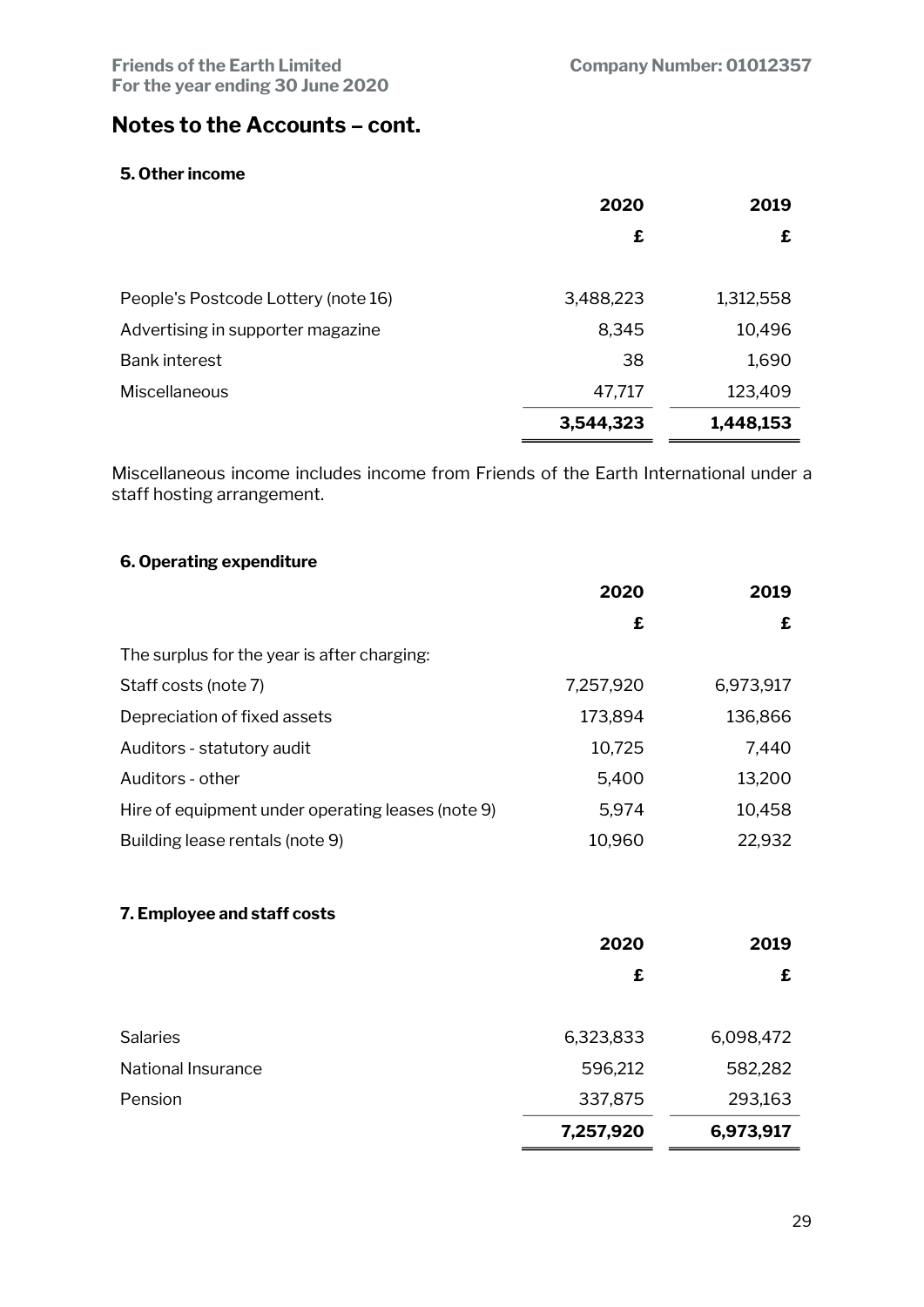# Notes to the Accounts – cont.

### 5. Other income

| | 2020 | 2019 |
|---|---|---|
| | £ | £ |
| People's Postcode Lottery (note 16) | 3,488,223 | 1,312,558 |
| Advertising in supporter magazine | 8,345 | 10,496 |
| Bank interest | 38 | 1,690 |
| Miscellaneous | 47,717 | 123,409 |
| | **3,544,323** | **1,448,153** |

Miscellaneous income includes income from Friends of the Earth International under a staff hosting arrangement.

### 6. Operating expenditure

| | 2020 | 2019 |
|---|---|---|
| | £ | £ |
| The surplus for the year is after charging: | | |
| Staff costs (note 7) | 7,257,920 | 6,973,917 |
| Depreciation of fixed assets | 173,894 | 136,866 |
| Auditors - statutory audit | 10,725 | 7,440 |
| Auditors - other | 5,400 | 13,200 |
| Hire of equipment under operating leases (note 9) | 5,974 | 10,458 |
| Building lease rentals (note 9) | 10,960 | 22,932 |

### 7. Employee and staff costs

| | 2020 | 2019 |
|---|---|---|
| | £ | £ |
| Salaries | 6,323,833 | 6,098,472 |
| National Insurance | 596,212 | 582,282 |
| Pension | 337,875 | 293,163 |
| | **7,257,920** | **6,973,917** |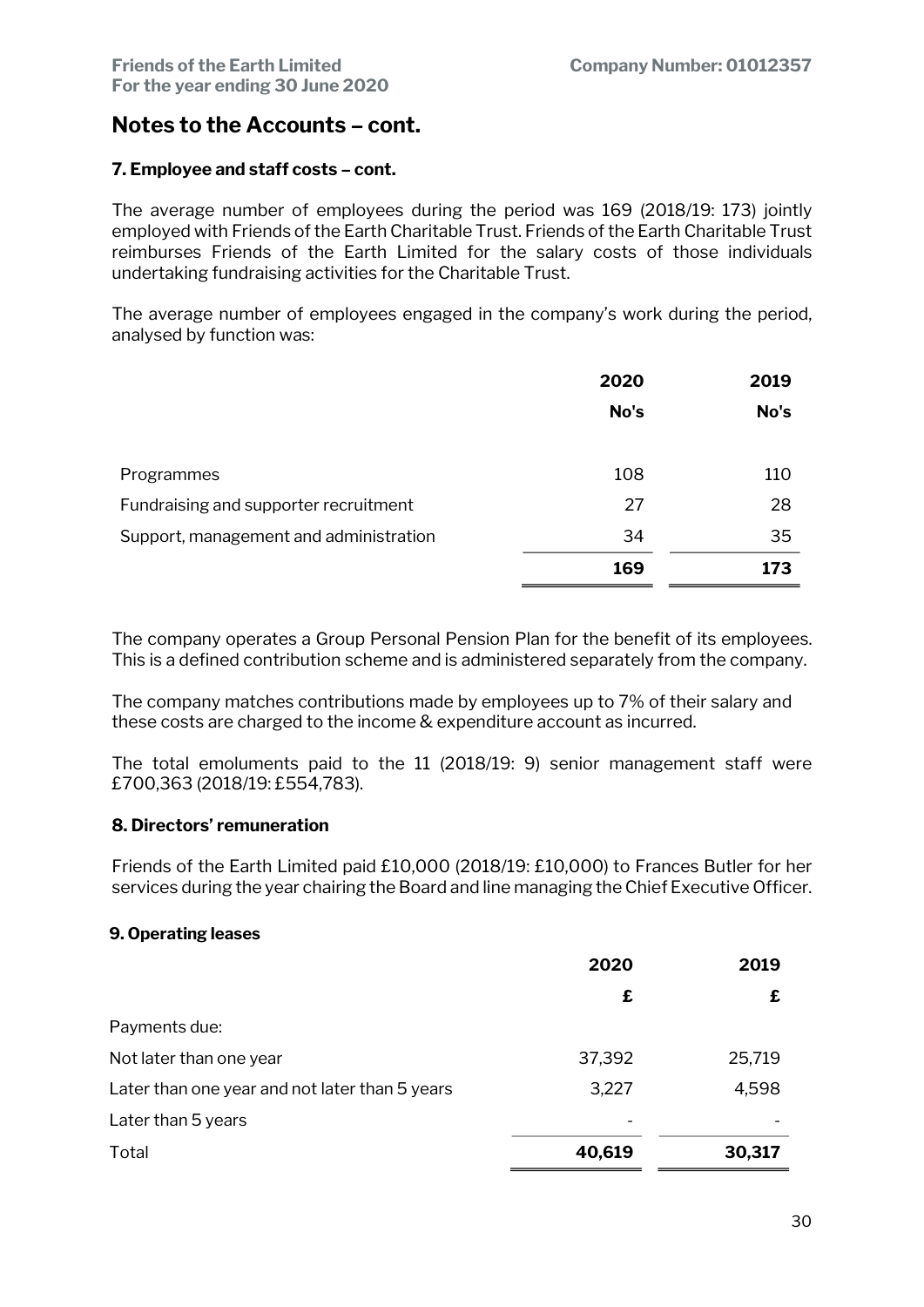## Notes to the Accounts – cont.

### 7. Employee and staff costs – cont.

The average number of employees during the period was 169 (2018/19: 173) jointly employed with Friends of the Earth Charitable Trust. Friends of the Earth Charitable Trust reimburses Friends of the Earth Limited for the salary costs of those individuals undertaking fundraising activities for the Charitable Trust.

The average number of employees engaged in the company's work during the period, analysed by function was:

| | 2020 | 2019 |
|---|---|---|
| | No's | No's |
| Programmes | 108 | 110 |
| Fundraising and supporter recruitment | 27 | 28 |
| Support, management and administration | 34 | 35 |
| | **169** | **173** |

The company operates a Group Personal Pension Plan for the benefit of its employees. This is a defined contribution scheme and is administered separately from the company.

The company matches contributions made by employees up to 7% of their salary and these costs are charged to the income & expenditure account as incurred.

The total emoluments paid to the 11 (2018/19: 9) senior management staff were £700,363 (2018/19: £554,783).

### 8. Directors' remuneration

Friends of the Earth Limited paid £10,000 (2018/19: £10,000) to Frances Butler for her services during the year chairing the Board and line managing the Chief Executive Officer.

### 9. Operating leases

| | 2020 | 2019 |
|---|---|---|
| | £ | £ |
| Payments due: | | |
| Not later than one year | 37,392 | 25,719 |
| Later than one year and not later than 5 years | 3,227 | 4,598 |
| Later than 5 years | - | - |
| Total | **40,619** | **30,317** |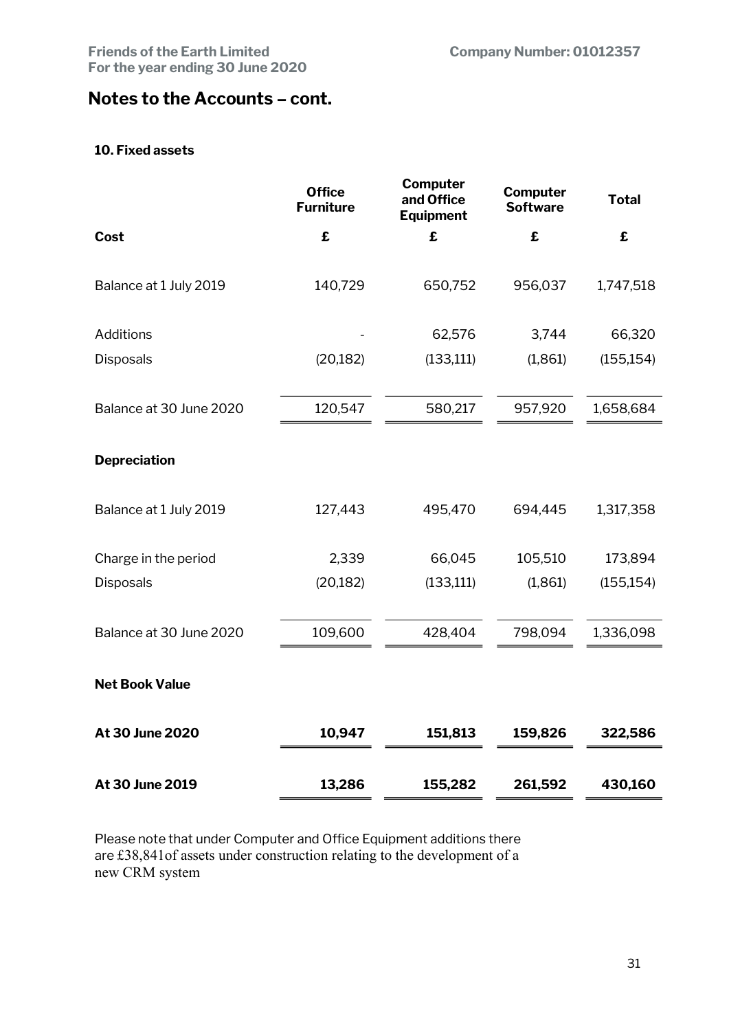## Notes to the Accounts – cont.

### 10. Fixed assets

| | Office Furniture | Computer and Office Equipment | Computer Software | Total |
|---|---|---|---|---|
| **Cost** | **£** | **£** | **£** | **£** |
| Balance at 1 July 2019 | 140,729 | 650,752 | 956,037 | 1,747,518 |
| Additions | - | 62,576 | 3,744 | 66,320 |
| Disposals | (20,182) | (133,111) | (1,861) | (155,154) |
| Balance at 30 June 2020 | 120,547 | 580,217 | 957,920 | 1,658,684 |
| **Depreciation** | | | | |
| Balance at 1 July 2019 | 127,443 | 495,470 | 694,445 | 1,317,358 |
| Charge in the period | 2,339 | 66,045 | 105,510 | 173,894 |
| Disposals | (20,182) | (133,111) | (1,861) | (155,154) |
| Balance at 30 June 2020 | 109,600 | 428,404 | 798,094 | 1,336,098 |
| **Net Book Value** | | | | |
| **At 30 June 2020** | **10,947** | **151,813** | **159,826** | **322,586** |
| **At 30 June 2019** | **13,286** | **155,282** | **261,592** | **430,160** |

Please note that under Computer and Office Equipment additions there are £38,841of assets under construction relating to the development of a new CRM system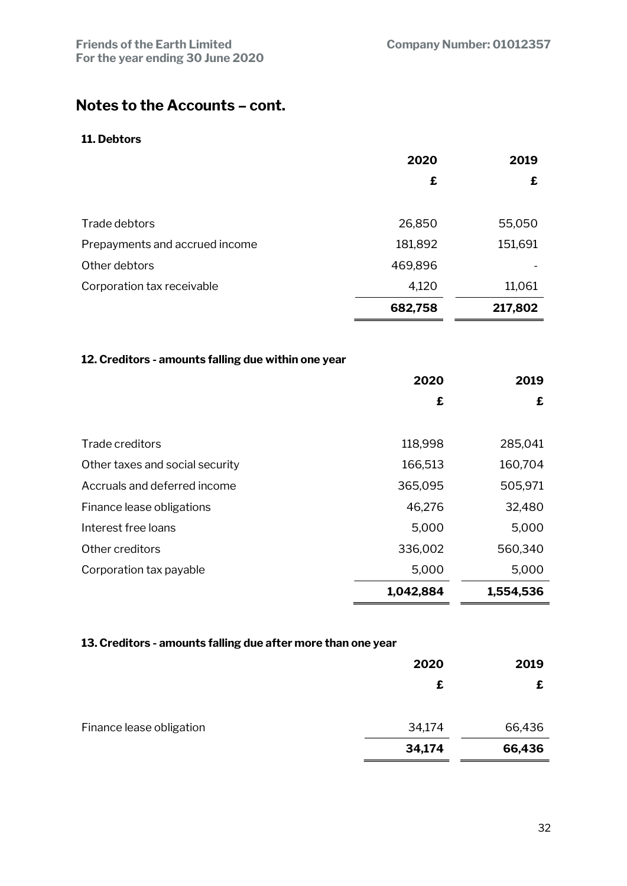## Notes to the Accounts – cont.

### 11. Debtors

| | 2020 | 2019 |
|---|---|---|
| | £ | £ |
| Trade debtors | 26,850 | 55,050 |
| Prepayments and accrued income | 181,892 | 151,691 |
| Other debtors | 469,896 | - |
| Corporation tax receivable | 4,120 | 11,061 |
| | **682,758** | **217,802** |

### 12. Creditors - amounts falling due within one year

| | 2020 | 2019 |
|---|---|---|
| | £ | £ |
| Trade creditors | 118,998 | 285,041 |
| Other taxes and social security | 166,513 | 160,704 |
| Accruals and deferred income | 365,095 | 505,971 |
| Finance lease obligations | 46,276 | 32,480 |
| Interest free loans | 5,000 | 5,000 |
| Other creditors | 336,002 | 560,340 |
| Corporation tax payable | 5,000 | 5,000 |
| | **1,042,884** | **1,554,536** |

### 13. Creditors - amounts falling due after more than one year

| | 2020 | 2019 |
|---|---|---|
| | £ | £ |
| Finance lease obligation | 34,174 | 66,436 |
| | **34,174** | **66,436** |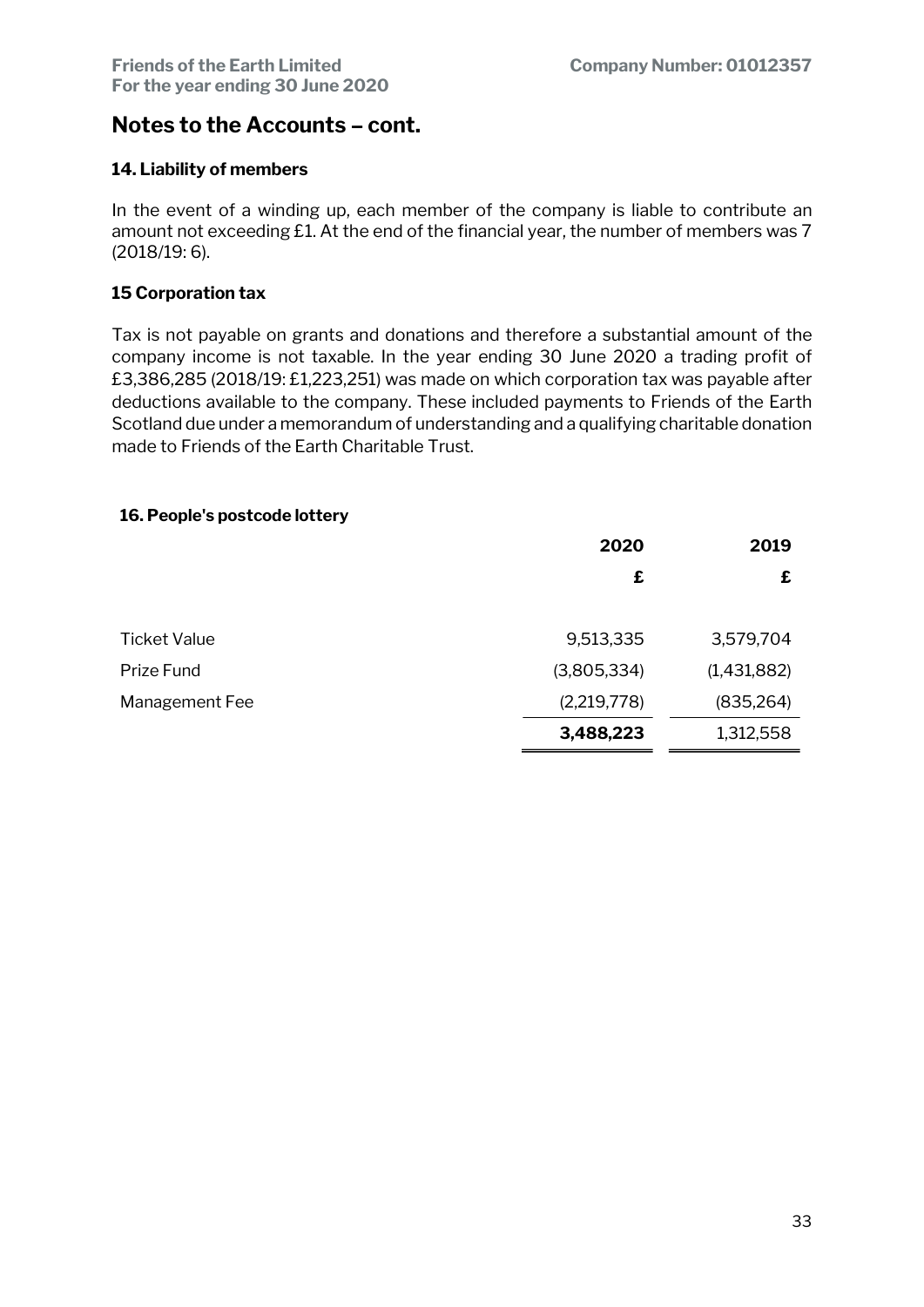## Notes to the Accounts – cont.

### 14. Liability of members

In the event of a winding up, each member of the company is liable to contribute an amount not exceeding £1. At the end of the financial year, the number of members was 7 (2018/19: 6).

### 15 Corporation tax

Tax is not payable on grants and donations and therefore a substantial amount of the company income is not taxable. In the year ending 30 June 2020 a trading profit of £3,386,285 (2018/19: £1,223,251) was made on which corporation tax was payable after deductions available to the company. These included payments to Friends of the Earth Scotland due under a memorandum of understanding and a qualifying charitable donation made to Friends of the Earth Charitable Trust.

### 16. People's postcode lottery

| | 2020 | 2019 |
|---|---|---|
| | £ | £ |
| Ticket Value | 9,513,335 | 3,579,704 |
| Prize Fund | (3,805,334) | (1,431,882) |
| Management Fee | (2,219,778) | (835,264) |
| | **3,488,223** | 1,312,558 |